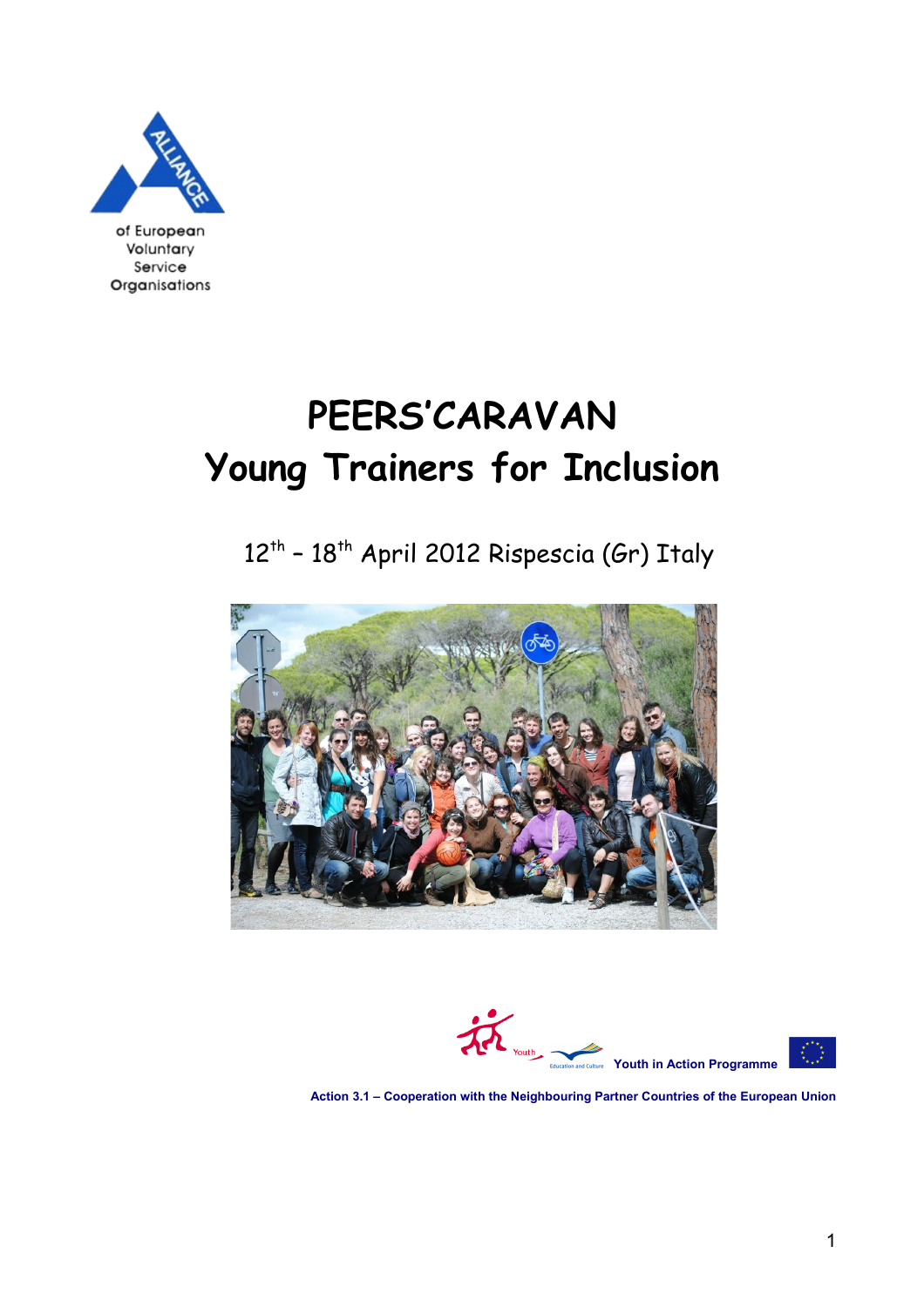ALLIANCE of European Voluntary Service Organisations

# PEERS'CARAVAN
# Young Trainers for Inclusion

12th – 18th April 2012 Rispescia (Gr) Italy

Youth Education and Culture Youth in Action Programme

Action 3.1 – Cooperation with the Neighbouring Partner Countries of the European Union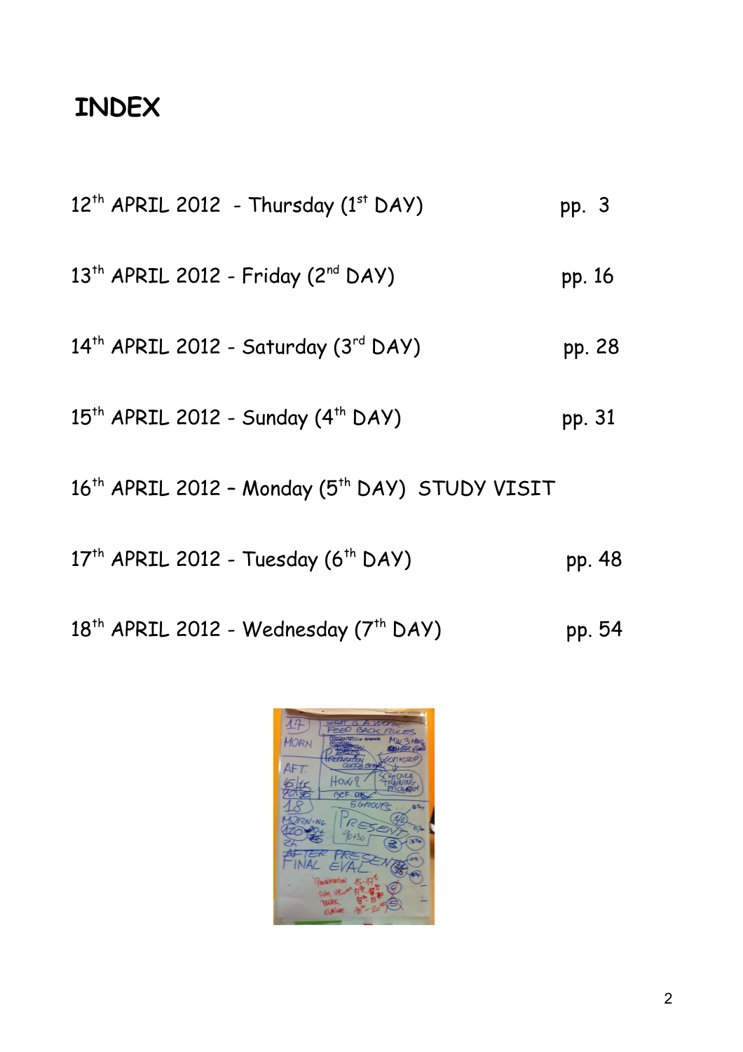# INDEX

| | |
|---|---|
| 12th APRIL 2012 - Thursday (1st DAY) | pp. 3 |
| 13th APRIL 2012 - Friday (2nd DAY) | pp. 16 |
| 14th APRIL 2012 - Saturday (3rd DAY) | pp. 28 |
| 15th APRIL 2012 - Sunday (4th DAY) | pp. 31 |
| 16th APRIL 2012 – Monday (5th DAY) STUDY VISIT | |
| 17th APRIL 2012 - Tuesday (6th DAY) | pp. 48 |
| 18th APRIL 2012 - Wednesday (7th DAY) | pp. 54 |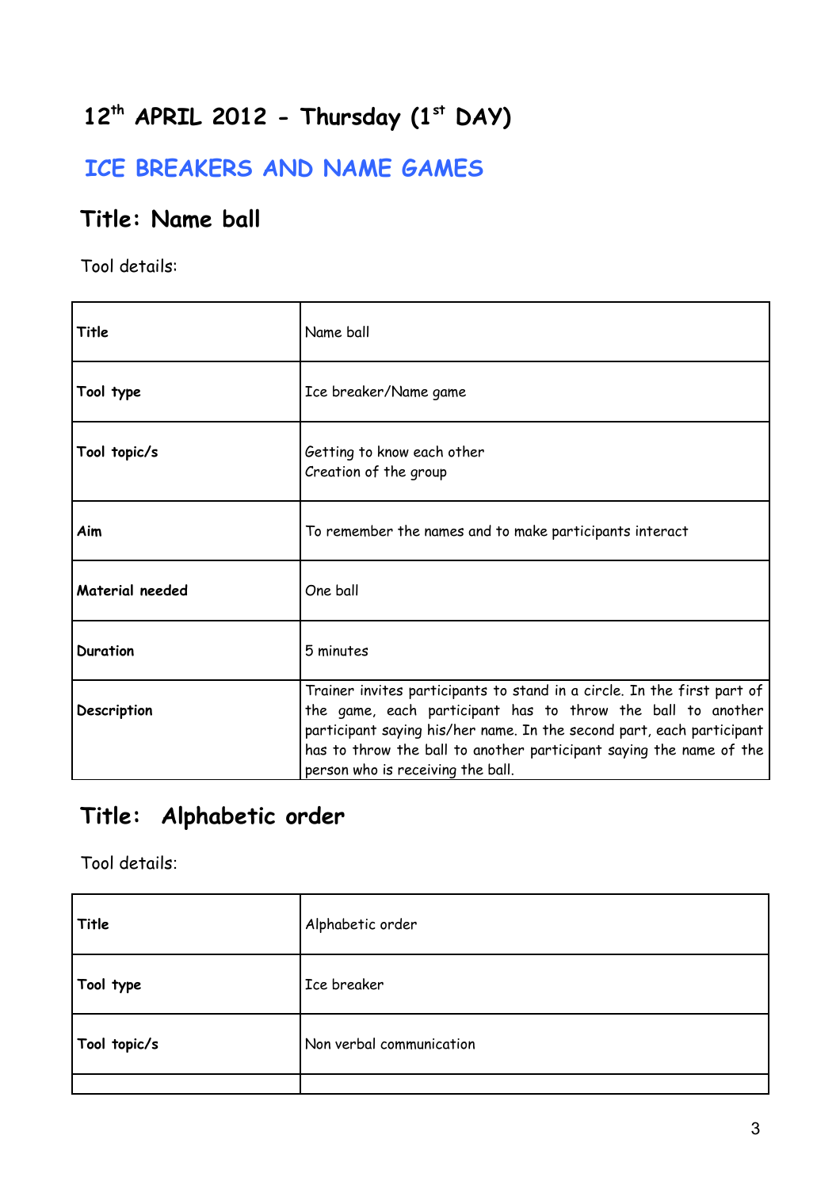# 12th APRIL 2012 - Thursday (1st DAY)

## ICE BREAKERS AND NAME GAMES

### Title: Name ball

Tool details:

| **Title** | Name ball |
|---|---|
| **Tool type** | Ice breaker/Name game |
| **Tool topic/s** | Getting to know each other<br>Creation of the group |
| **Aim** | To remember the names and to make participants interact |
| **Material needed** | One ball |
| **Duration** | 5 minutes |
| **Description** | Trainer invites participants to stand in a circle. In the first part of the game, each participant has to throw the ball to another participant saying his/her name. In the second part, each participant has to throw the ball to another participant saying the name of the person who is receiving the ball. |

### Title: Alphabetic order

Tool details:

| **Title** | Alphabetic order |
|---|---|
| **Tool type** | Ice breaker |
| **Tool topic/s** | Non verbal communication |
| | |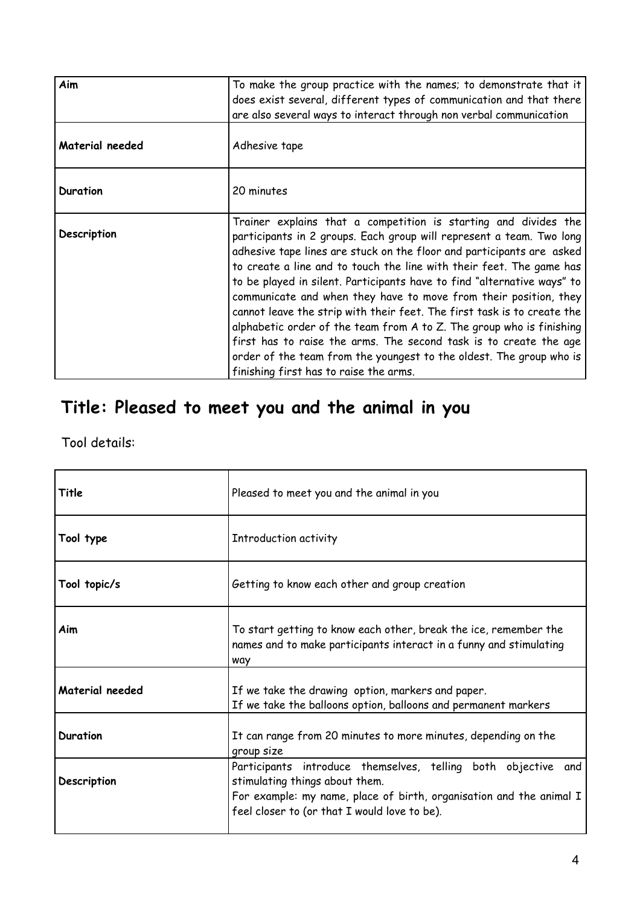| Aim | To make the group practice with the names; to demonstrate that it does exist several, different types of communication and that there are also several ways to interact through non verbal communication |
|---|---|
| **Material needed** | Adhesive tape |
| **Duration** | 20 minutes |
| **Description** | Trainer explains that a competition is starting and divides the participants in 2 groups. Each group will represent a team. Two long adhesive tape lines are stuck on the floor and participants are asked to create a line and to touch the line with their feet. The game has to be played in silent. Participants have to find "alternative ways" to communicate and when they have to move from their position, they cannot leave the strip with their feet. The first task is to create the alphabetic order of the team from A to Z. The group who is finishing first has to raise the arms. The second task is to create the age order of the team from the youngest to the oldest. The group who is finishing first has to raise the arms. |

## Title: Pleased to meet you and the animal in you

Tool details:

| Title | Pleased to meet you and the animal in you |
|---|---|
| **Tool type** | Introduction activity |
| **Tool topic/s** | Getting to know each other and group creation |
| **Aim** | To start getting to know each other, break the ice, remember the names and to make participants interact in a funny and stimulating way |
| **Material needed** | If we take the drawing option, markers and paper.<br>If we take the balloons option, balloons and permanent markers |
| **Duration** | It can range from 20 minutes to more minutes, depending on the group size |
| **Description** | Participants introduce themselves, telling both objective and stimulating things about them.<br>For example: my name, place of birth, organisation and the animal I feel closer to (or that I would love to be). |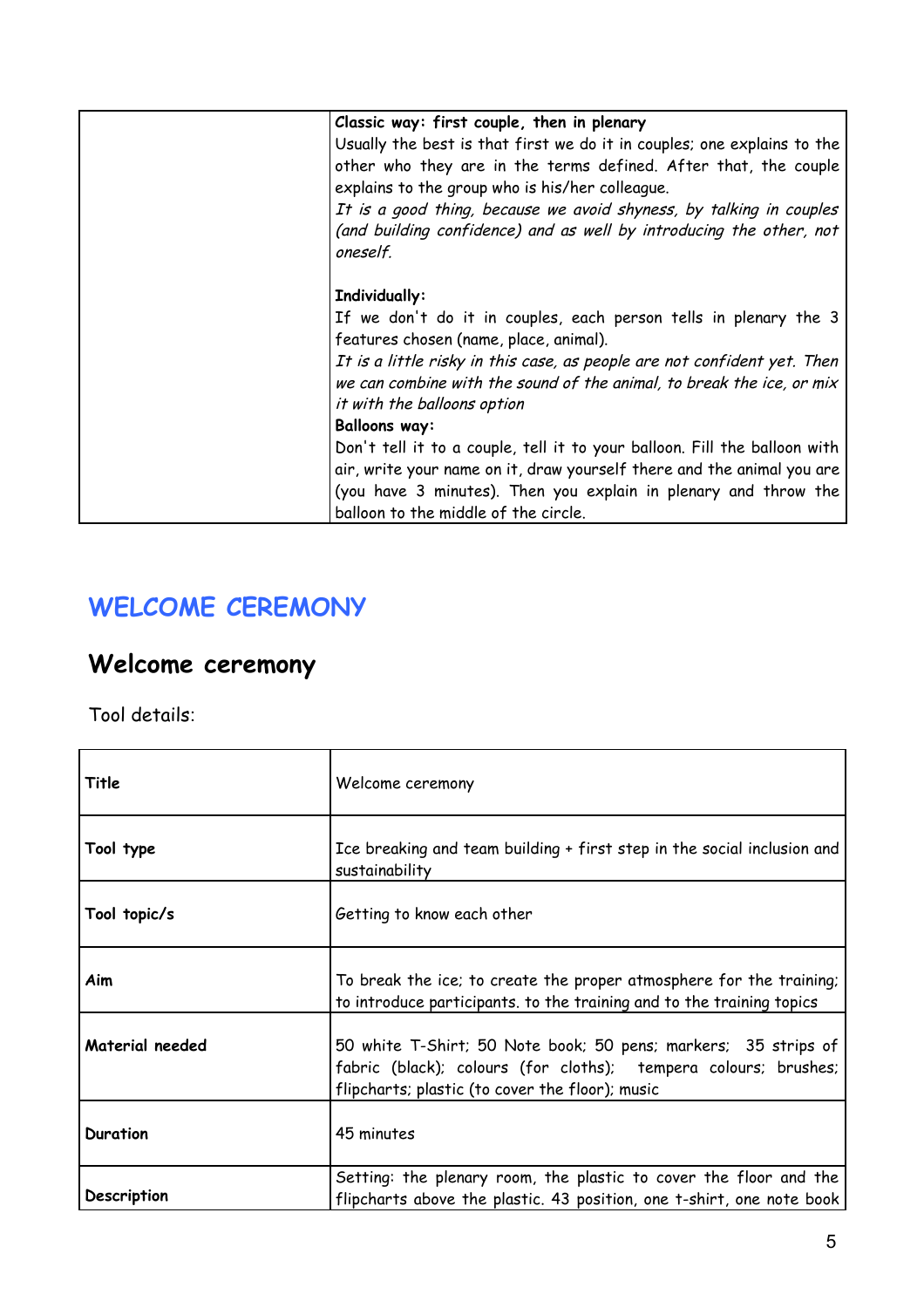| | |
|---|---|
| | **Classic way: first couple, then in plenary**<br>Usually the best is that first we do it in couples; one explains to the other who they are in the terms defined. After that, the couple explains to the group who is his/her colleague.<br>*It is a good thing, because we avoid shyness, by talking in couples (and building confidence) and as well by introducing the other, not oneself.*<br><br>**Individually:**<br>If we don't do it in couples, each person tells in plenary the 3 features chosen (name, place, animal).<br>*It is a little risky in this case, as people are not confident yet. Then we can combine with the sound of the animal, to break the ice, or mix it with the balloons option*<br>**Balloons way:**<br>Don't tell it to a couple, tell it to your balloon. Fill the balloon with air, write your name on it, draw yourself there and the animal you are (you have 3 minutes). Then you explain in plenary and throw the balloon to the middle of the circle. |

# WELCOME CEREMONY

## Welcome ceremony

Tool details:

| | |
|---|---|
| **Title** | Welcome ceremony |
| **Tool type** | Ice breaking and team building + first step in the social inclusion and sustainability |
| **Tool topic/s** | Getting to know each other |
| **Aim** | To break the ice; to create the proper atmosphere for the training; to introduce participants. to the training and to the training topics |
| **Material needed** | 50 white T-Shirt; 50 Note book; 50 pens; markers; 35 strips of fabric (black); colours (for cloths); tempera colours; brushes; flipcharts; plastic (to cover the floor); music |
| **Duration** | 45 minutes |
| **Description** | Setting: the plenary room, the plastic to cover the floor and the flipcharts above the plastic. 43 position, one t-shirt, one note book |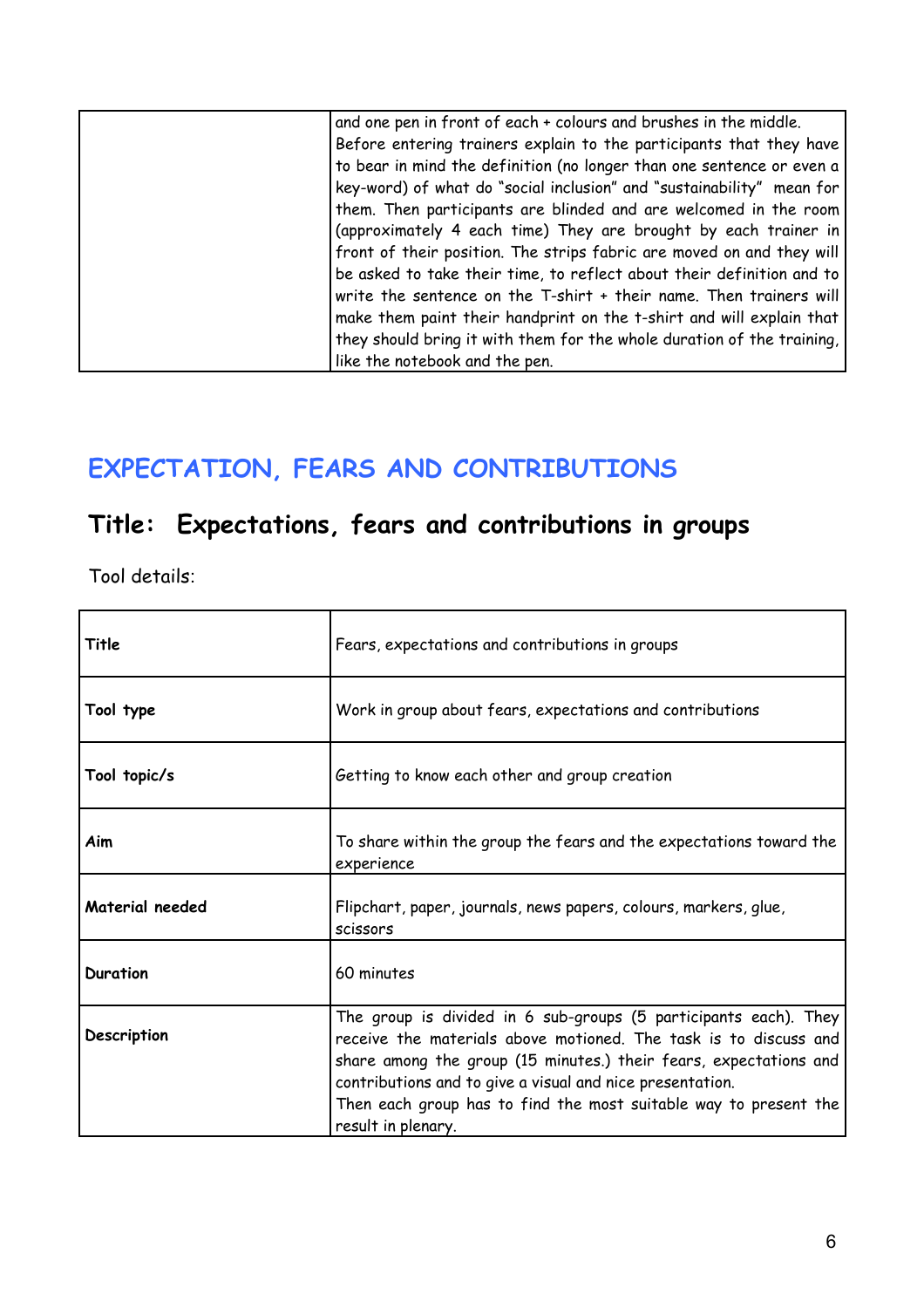| | |
|---|---|
| | and one pen in front of each + colours and brushes in the middle. Before entering trainers explain to the participants that they have to bear in mind the definition (no longer than one sentence or even a key-word) of what do "social inclusion" and "sustainability" mean for them. Then participants are blinded and are welcomed in the room (approximately 4 each time) They are brought by each trainer in front of their position. The strips fabric are moved on and they will be asked to take their time, to reflect about their definition and to write the sentence on the T-shirt + their name. Then trainers will make them paint their handprint on the t-shirt and will explain that they should bring it with them for the whole duration of the training, like the notebook and the pen. |

# EXPECTATION, FEARS AND CONTRIBUTIONS

## Title: Expectations, fears and contributions in groups

Tool details:

| | |
|---|---|
| **Title** | Fears, expectations and contributions in groups |
| **Tool type** | Work in group about fears, expectations and contributions |
| **Tool topic/s** | Getting to know each other and group creation |
| **Aim** | To share within the group the fears and the expectations toward the experience |
| **Material needed** | Flipchart, paper, journals, news papers, colours, markers, glue, scissors |
| **Duration** | 60 minutes |
| **Description** | The group is divided in 6 sub-groups (5 participants each). They receive the materials above motioned. The task is to discuss and share among the group (15 minutes.) their fears, expectations and contributions and to give a visual and nice presentation.<br>Then each group has to find the most suitable way to present the result in plenary. |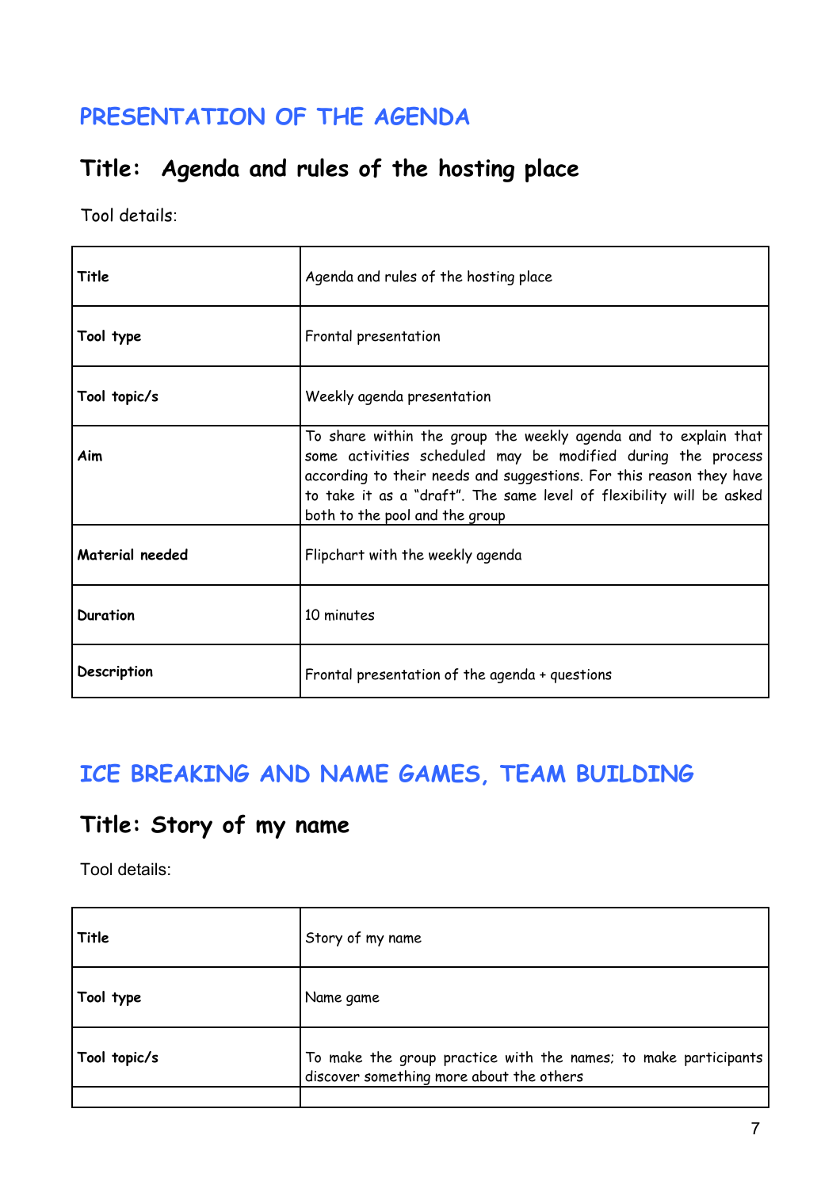## PRESENTATION OF THE AGENDA

### Title: Agenda and rules of the hosting place

Tool details:

| | |
|---|---|
| **Title** | Agenda and rules of the hosting place |
| **Tool type** | Frontal presentation |
| **Tool topic/s** | Weekly agenda presentation |
| **Aim** | To share within the group the weekly agenda and to explain that some activities scheduled may be modified during the process according to their needs and suggestions. For this reason they have to take it as a "draft". The same level of flexibility will be asked both to the pool and the group |
| **Material needed** | Flipchart with the weekly agenda |
| **Duration** | 10 minutes |
| **Description** | Frontal presentation of the agenda + questions |

## ICE BREAKING AND NAME GAMES, TEAM BUILDING

### Title: Story of my name

Tool details:

| | |
|---|---|
| **Title** | Story of my name |
| **Tool type** | Name game |
| **Tool topic/s** | To make the group practice with the names; to make participants discover something more about the others |
| | |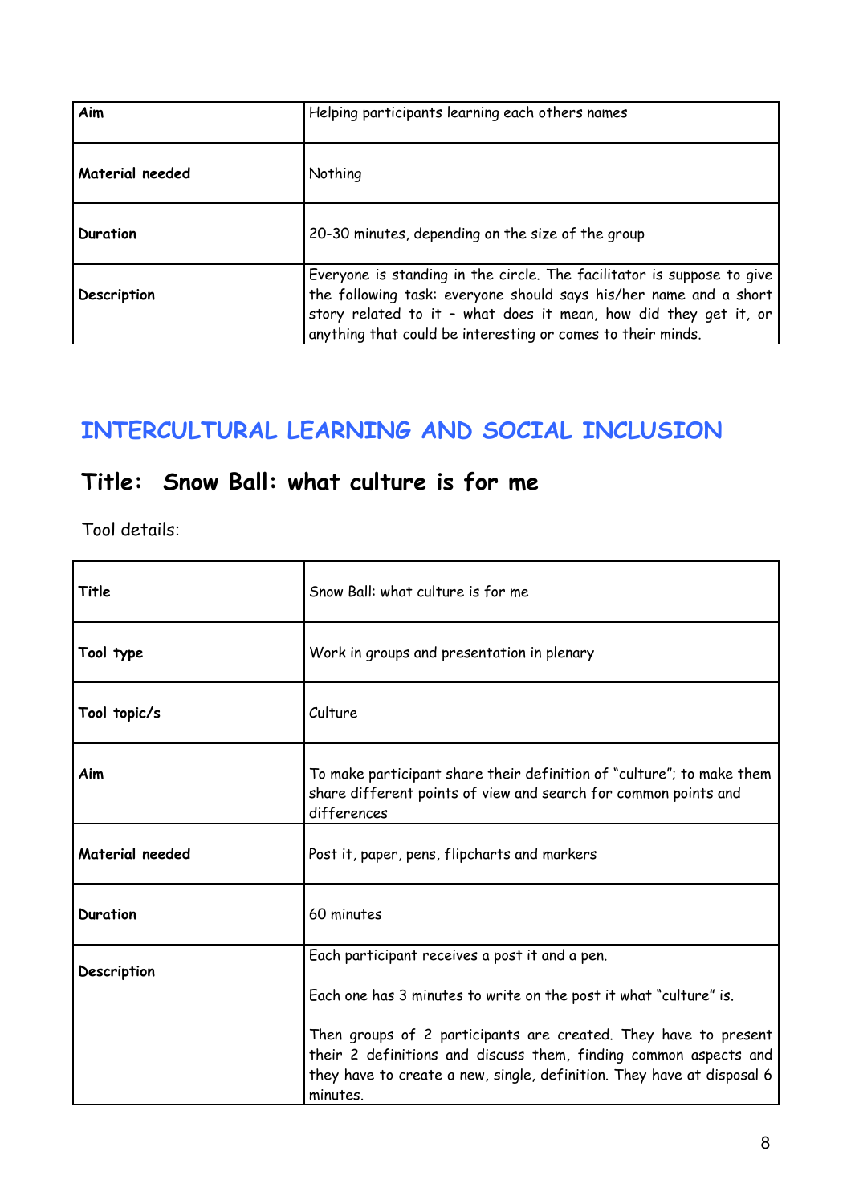| | |
|---|---|
| **Aim** | Helping participants learning each others names |
| **Material needed** | Nothing |
| **Duration** | 20-30 minutes, depending on the size of the group |
| **Description** | Everyone is standing in the circle. The facilitator is suppose to give the following task: everyone should says his/her name and a short story related to it – what does it mean, how did they get it, or anything that could be interesting or comes to their minds. |

## INTERCULTURAL LEARNING AND SOCIAL INCLUSION

### Title: Snow Ball: what culture is for me

Tool details:

| | |
|---|---|
| **Title** | Snow Ball: what culture is for me |
| **Tool type** | Work in groups and presentation in plenary |
| **Tool topic/s** | Culture |
| **Aim** | To make participant share their definition of "culture"; to make them share different points of view and search for common points and differences |
| **Material needed** | Post it, paper, pens, flipcharts and markers |
| **Duration** | 60 minutes |
| **Description** | Each participant receives a post it and a pen.<br><br>Each one has 3 minutes to write on the post it what "culture" is.<br><br>Then groups of 2 participants are created. They have to present their 2 definitions and discuss them, finding common aspects and they have to create a new, single, definition. They have at disposal 6 minutes. |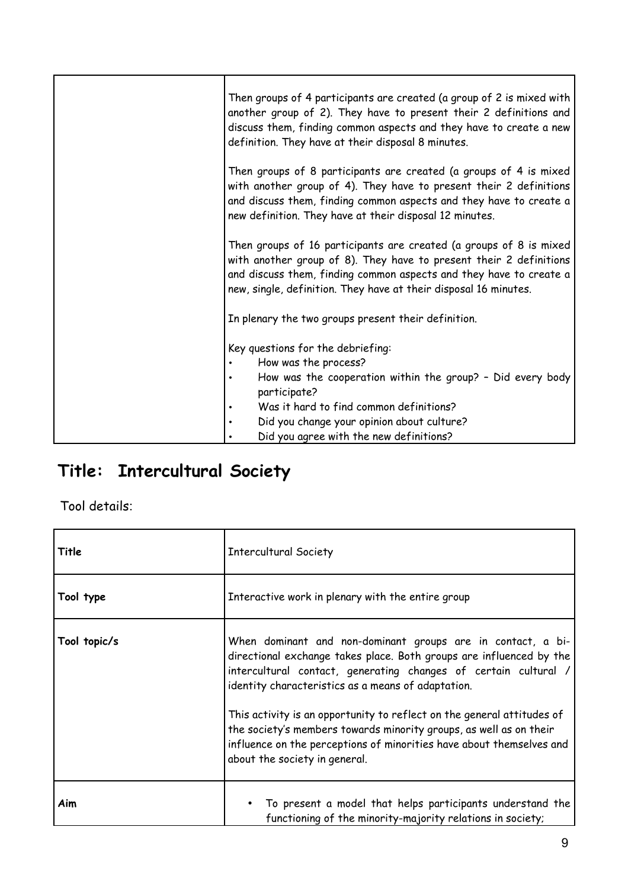| | |
|---|---|
| | Then groups of 4 participants are created (a group of 2 is mixed with another group of 2). They have to present their 2 definitions and discuss them, finding common aspects and they have to create a new definition. They have at their disposal 8 minutes.<br><br>Then groups of 8 participants are created (a groups of 4 is mixed with another group of 4). They have to present their 2 definitions and discuss them, finding common aspects and they have to create a new definition. They have at their disposal 12 minutes.<br><br>Then groups of 16 participants are created (a groups of 8 is mixed with another group of 8). They have to present their 2 definitions and discuss them, finding common aspects and they have to create a new, single, definition. They have at their disposal 16 minutes.<br><br>In plenary the two groups present their definition.<br><br>Key questions for the debriefing:<br>• How was the process?<br>• How was the cooperation within the group? – Did every body participate?<br>• Was it hard to find common definitions?<br>• Did you change your opinion about culture?<br>• Did you agree with the new definitions? |

## Title: Intercultural Society

Tool details:

| | |
|---|---|
| **Title** | Intercultural Society |
| **Tool type** | Interactive work in plenary with the entire group |
| **Tool topic/s** | When dominant and non-dominant groups are in contact, a bi-directional exchange takes place. Both groups are influenced by the intercultural contact, generating changes of certain cultural / identity characteristics as a means of adaptation.<br><br>This activity is an opportunity to reflect on the general attitudes of the society's members towards minority groups, as well as on their influence on the perceptions of minorities have about themselves and about the society in general. |
| **Aim** | • To present a model that helps participants understand the functioning of the minority-majority relations in society; |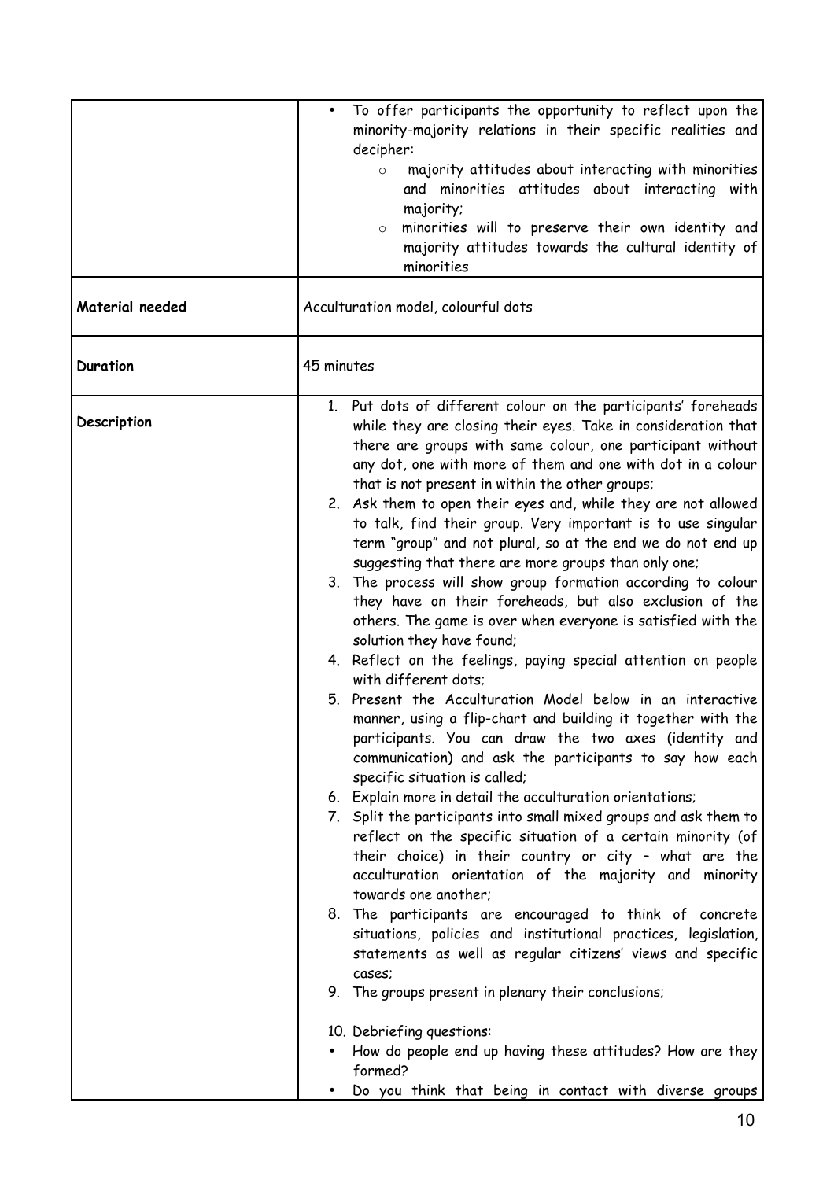| | |
|---|---|
| | • To offer participants the opportunity to reflect upon the minority-majority relations in their specific realities and decipher:<br>&nbsp;&nbsp;&nbsp;&nbsp;o majority attitudes about interacting with minorities and minorities attitudes about interacting with majority;<br>&nbsp;&nbsp;&nbsp;&nbsp;o minorities will to preserve their own identity and majority attitudes towards the cultural identity of minorities |
| **Material needed** | Acculturation model, colourful dots |
| **Duration** | 45 minutes |
| **Description** | 1. Put dots of different colour on the participants' foreheads while they are closing their eyes. Take in consideration that there are groups with same colour, one participant without any dot, one with more of them and one with dot in a colour that is not present in within the other groups;<br>2. Ask them to open their eyes and, while they are not allowed to talk, find their group. Very important is to use singular term "group" and not plural, so at the end we do not end up suggesting that there are more groups than only one;<br>3. The process will show group formation according to colour they have on their foreheads, but also exclusion of the others. The game is over when everyone is satisfied with the solution they have found;<br>4. Reflect on the feelings, paying special attention on people with different dots;<br>5. Present the Acculturation Model below in an interactive manner, using a flip-chart and building it together with the participants. You can draw the two axes (identity and communication) and ask the participants to say how each specific situation is called;<br>6. Explain more in detail the acculturation orientations;<br>7. Split the participants into small mixed groups and ask them to reflect on the specific situation of a certain minority (of their choice) in their country or city – what are the acculturation orientation of the majority and minority towards one another;<br>8. The participants are encouraged to think of concrete situations, policies and institutional practices, legislation, statements as well as regular citizens' views and specific cases;<br>9. The groups present in plenary their conclusions;<br><br>10. Debriefing questions:<br>• How do people end up having these attitudes? How are they formed?<br>• Do you think that being in contact with diverse groups |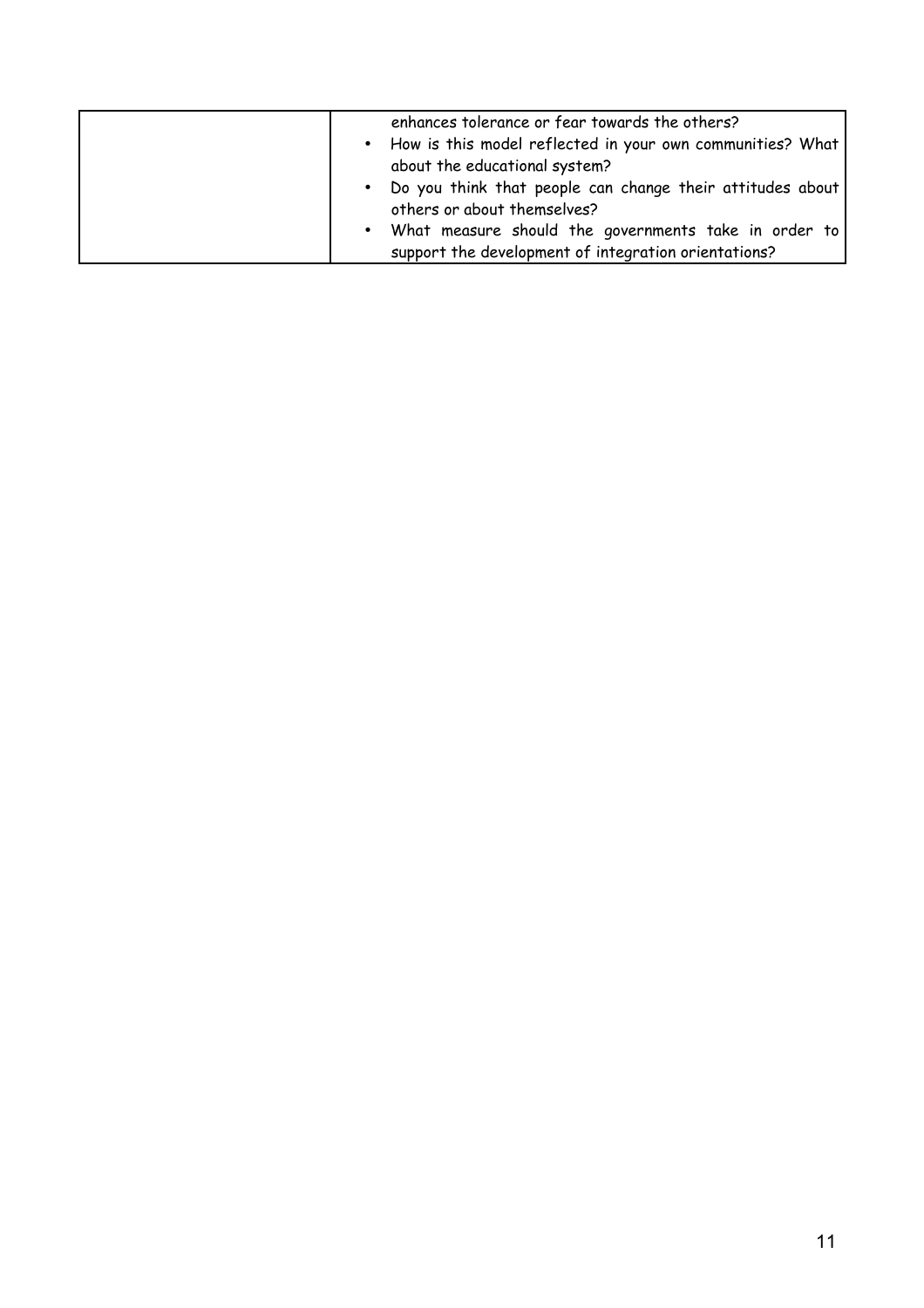| | |
|---|---|
| | enhances tolerance or fear towards the others?<br>• How is this model reflected in your own communities? What about the educational system?<br>• Do you think that people can change their attitudes about others or about themselves?<br>• What measure should the governments take in order to support the development of integration orientations? |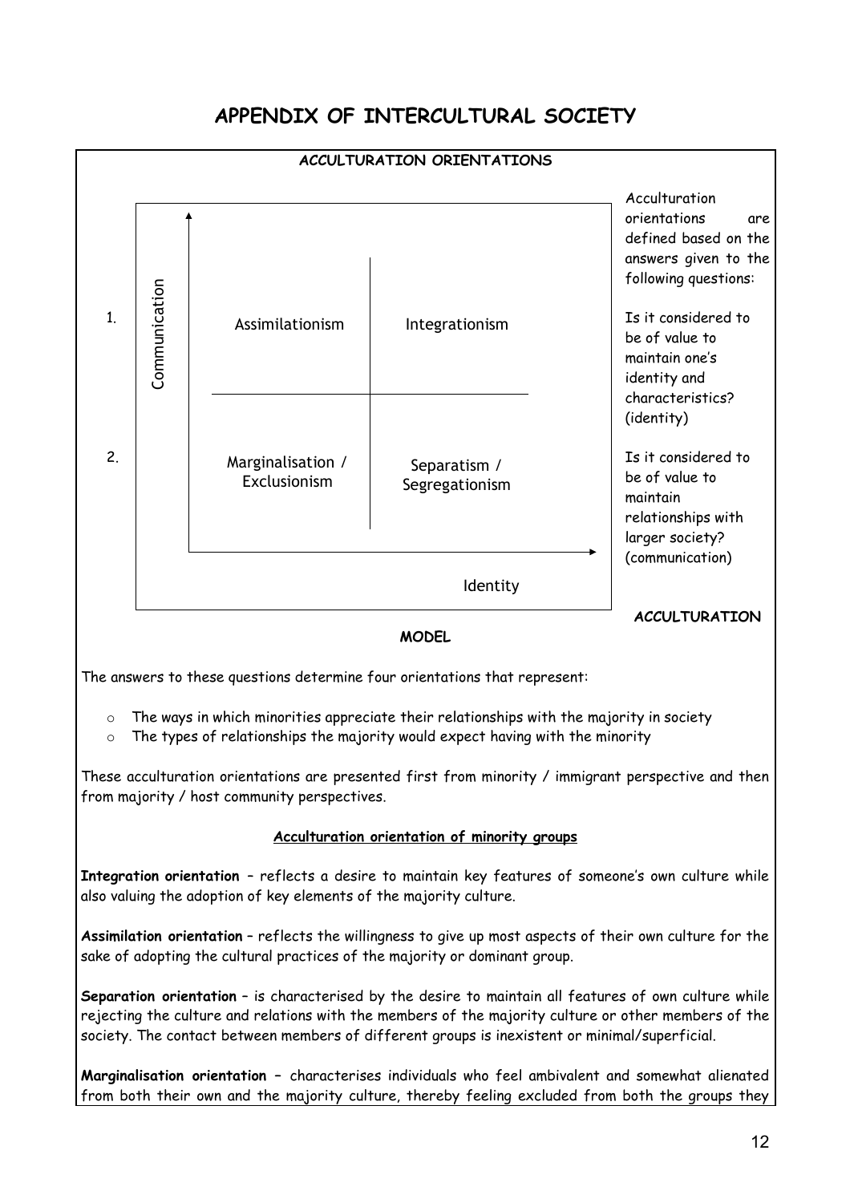# APPENDIX OF INTERCULTURAL SOCIETY

**ACCULTURATION ORIENTATIONS**

| | Communication | | |
|---|---|---|---|
| 1. | | Assimilationism | Integrationism |
| 2. | | Marginalisation / Exclusionism | Separatism / Segregationism |
| | | | Identity |

Acculturation orientations are defined based on the answers given to the following questions:

Is it considered to be of value to maintain one's identity and characteristics? (identity)

Is it considered to be of value to maintain relationships with larger society? (communication)

**ACCULTURATION MODEL**

The answers to these questions determine four orientations that represent:

- The ways in which minorities appreciate their relationships with the majority in society
- The types of relationships the majority would expect having with the minority

These acculturation orientations are presented first from minority / immigrant perspective and then from majority / host community perspectives.

**Acculturation orientation of minority groups**

**Integration orientation** – reflects a desire to maintain key features of someone's own culture while also valuing the adoption of key elements of the majority culture.

**Assimilation orientation** – reflects the willingness to give up most aspects of their own culture for the sake of adopting the cultural practices of the majority or dominant group.

**Separation orientation** – is characterised by the desire to maintain all features of own culture while rejecting the culture and relations with the members of the majority culture or other members of the society. The contact between members of different groups is inexistent or minimal/superficial.

**Marginalisation orientation** – characterises individuals who feel ambivalent and somewhat alienated from both their own and the majority culture, thereby feeling excluded from both the groups they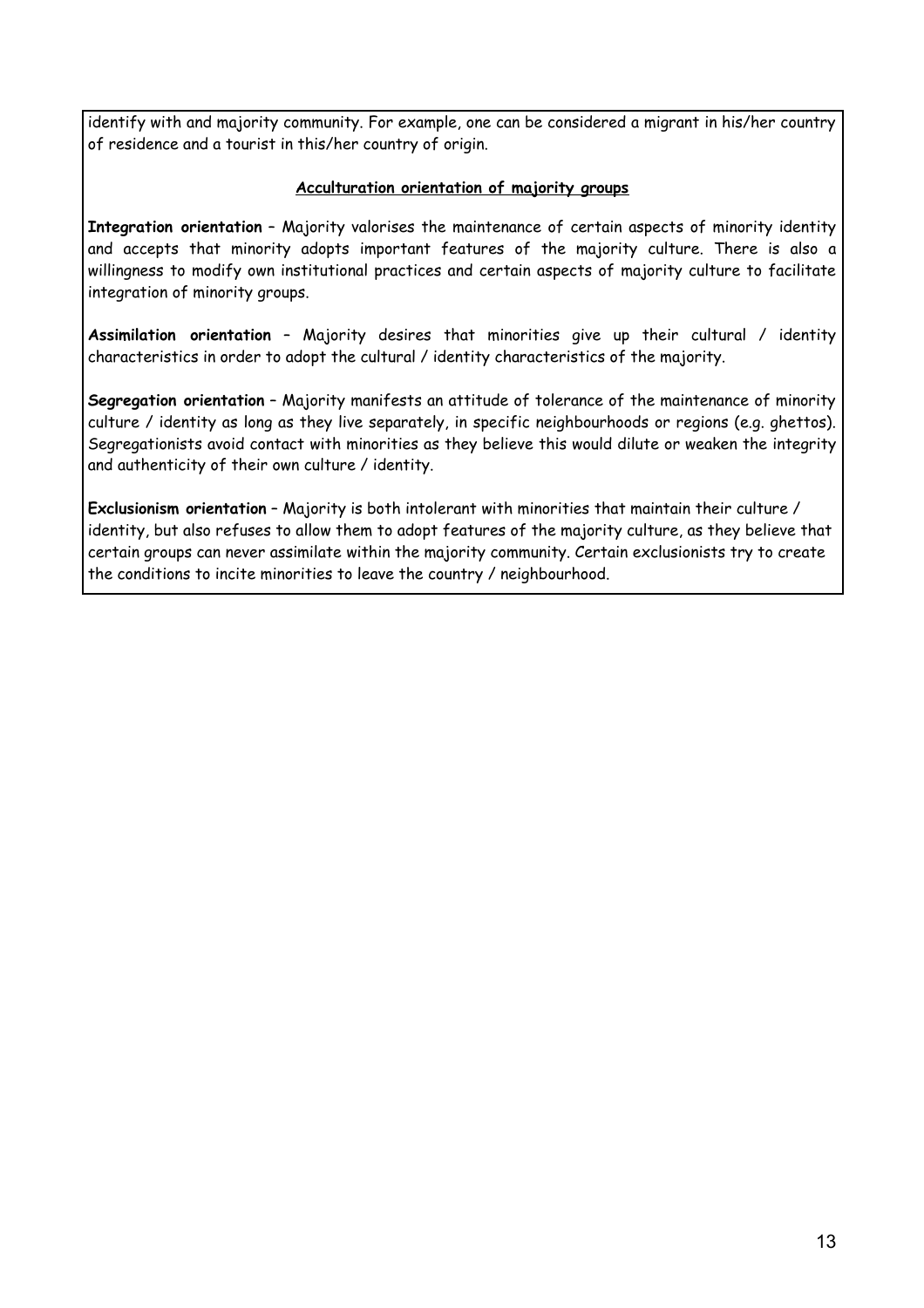identify with and majority community. For example, one can be considered a migrant in his/her country of residence and a tourist in this/her country of origin.

**Acculturation orientation of majority groups**

**Integration orientation** – Majority valorises the maintenance of certain aspects of minority identity and accepts that minority adopts important features of the majority culture. There is also a willingness to modify own institutional practices and certain aspects of majority culture to facilitate integration of minority groups.

**Assimilation orientation** – Majority desires that minorities give up their cultural / identity characteristics in order to adopt the cultural / identity characteristics of the majority.

**Segregation orientation** – Majority manifests an attitude of tolerance of the maintenance of minority culture / identity as long as they live separately, in specific neighbourhoods or regions (e.g. ghettos). Segregationists avoid contact with minorities as they believe this would dilute or weaken the integrity and authenticity of their own culture / identity.

**Exclusionism orientation** – Majority is both intolerant with minorities that maintain their culture / identity, but also refuses to allow them to adopt features of the majority culture, as they believe that certain groups can never assimilate within the majority community. Certain exclusionists try to create the conditions to incite minorities to leave the country / neighbourhood.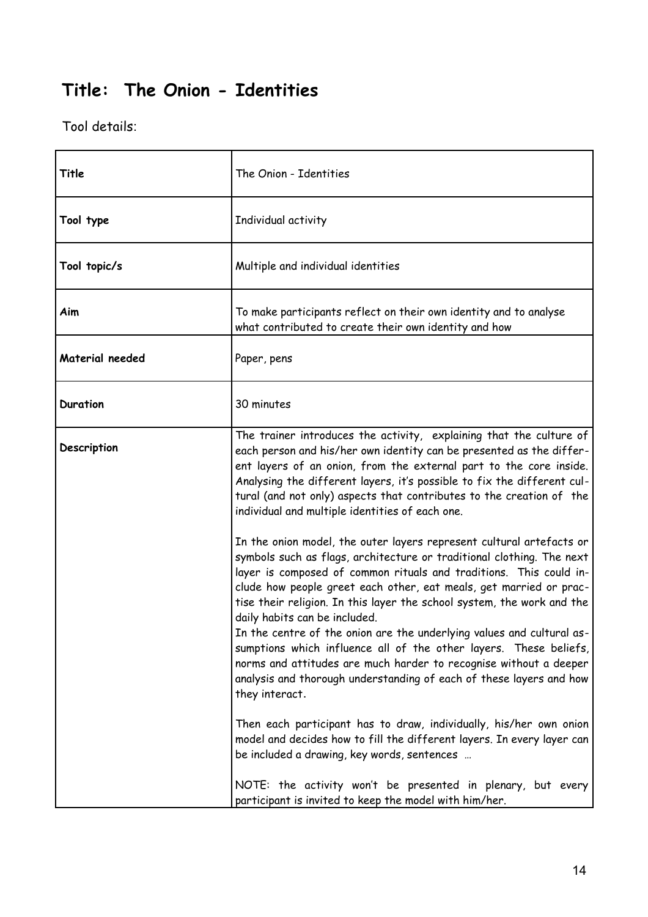# Title: The Onion - Identities

Tool details:

| Title | The Onion - Identities |
|---|---|
| **Tool type** | Individual activity |
| **Tool topic/s** | Multiple and individual identities |
| **Aim** | To make participants reflect on their own identity and to analyse what contributed to create their own identity and how |
| **Material needed** | Paper, pens |
| **Duration** | 30 minutes |
| **Description** | The trainer introduces the activity, explaining that the culture of each person and his/her own identity can be presented as the different layers of an onion, from the external part to the core inside. Analysing the different layers, it's possible to fix the different cultural (and not only) aspects that contributes to the creation of the individual and multiple identities of each one.<br><br>In the onion model, the outer layers represent cultural artefacts or symbols such as flags, architecture or traditional clothing. The next layer is composed of common rituals and traditions. This could include how people greet each other, eat meals, get married or practise their religion. In this layer the school system, the work and the daily habits can be included.<br>In the centre of the onion are the underlying values and cultural assumptions which influence all of the other layers. These beliefs, norms and attitudes are much harder to recognise without a deeper analysis and thorough understanding of each of these layers and how they interact.<br><br>Then each participant has to draw, individually, his/her own onion model and decides how to fill the different layers. In every layer can be included a drawing, key words, sentences …<br><br>NOTE: the activity won't be presented in plenary, but every participant is invited to keep the model with him/her. |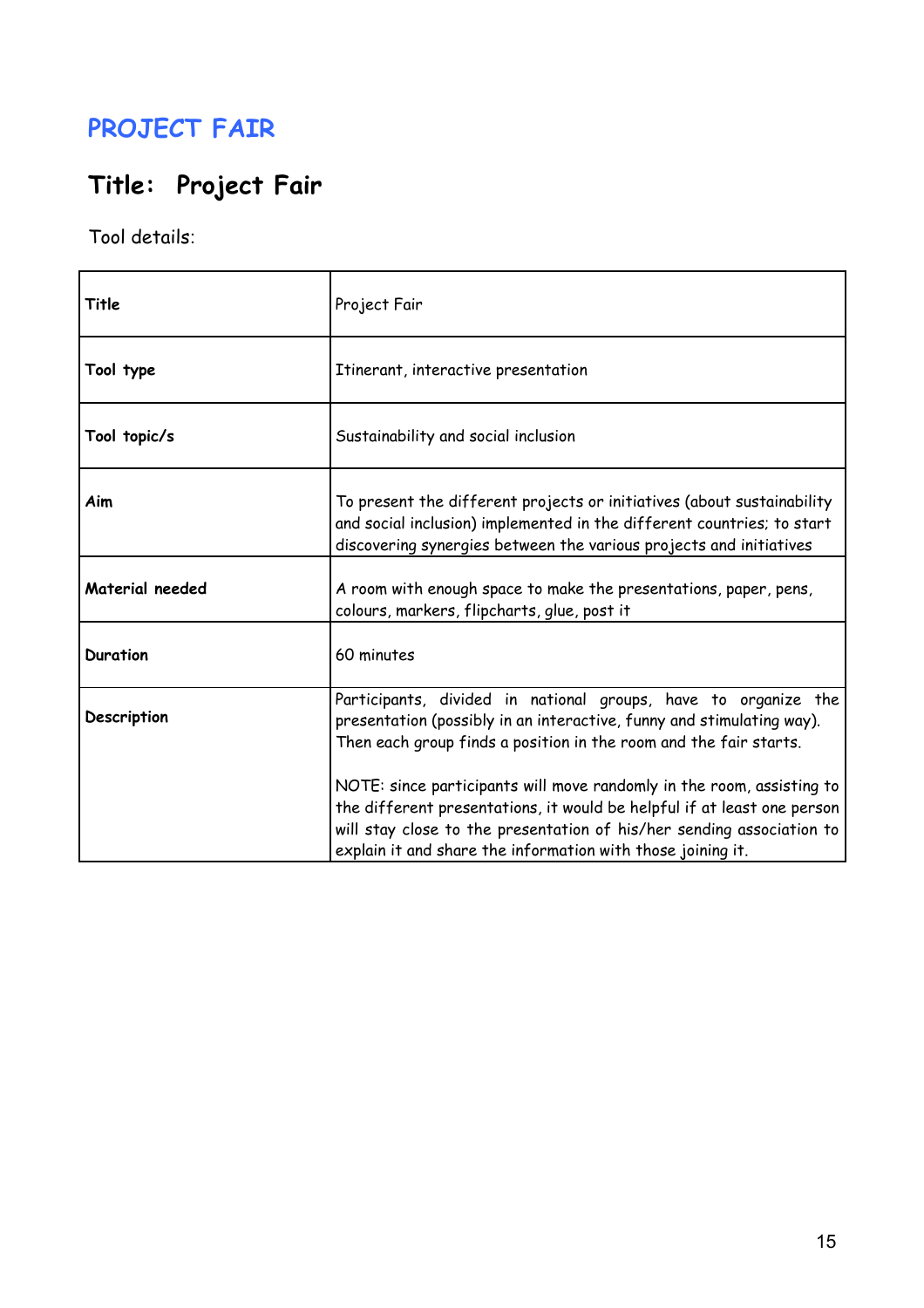# PROJECT FAIR

## Title: Project Fair

Tool details:

| | |
|---|---|
| **Title** | Project Fair |
| **Tool type** | Itinerant, interactive presentation |
| **Tool topic/s** | Sustainability and social inclusion |
| **Aim** | To present the different projects or initiatives (about sustainability and social inclusion) implemented in the different countries; to start discovering synergies between the various projects and initiatives |
| **Material needed** | A room with enough space to make the presentations, paper, pens, colours, markers, flipcharts, glue, post it |
| **Duration** | 60 minutes |
| **Description** | Participants, divided in national groups, have to organize the presentation (possibly in an interactive, funny and stimulating way). Then each group finds a position in the room and the fair starts.<br><br>NOTE: since participants will move randomly in the room, assisting to the different presentations, it would be helpful if at least one person will stay close to the presentation of his/her sending association to explain it and share the information with those joining it. |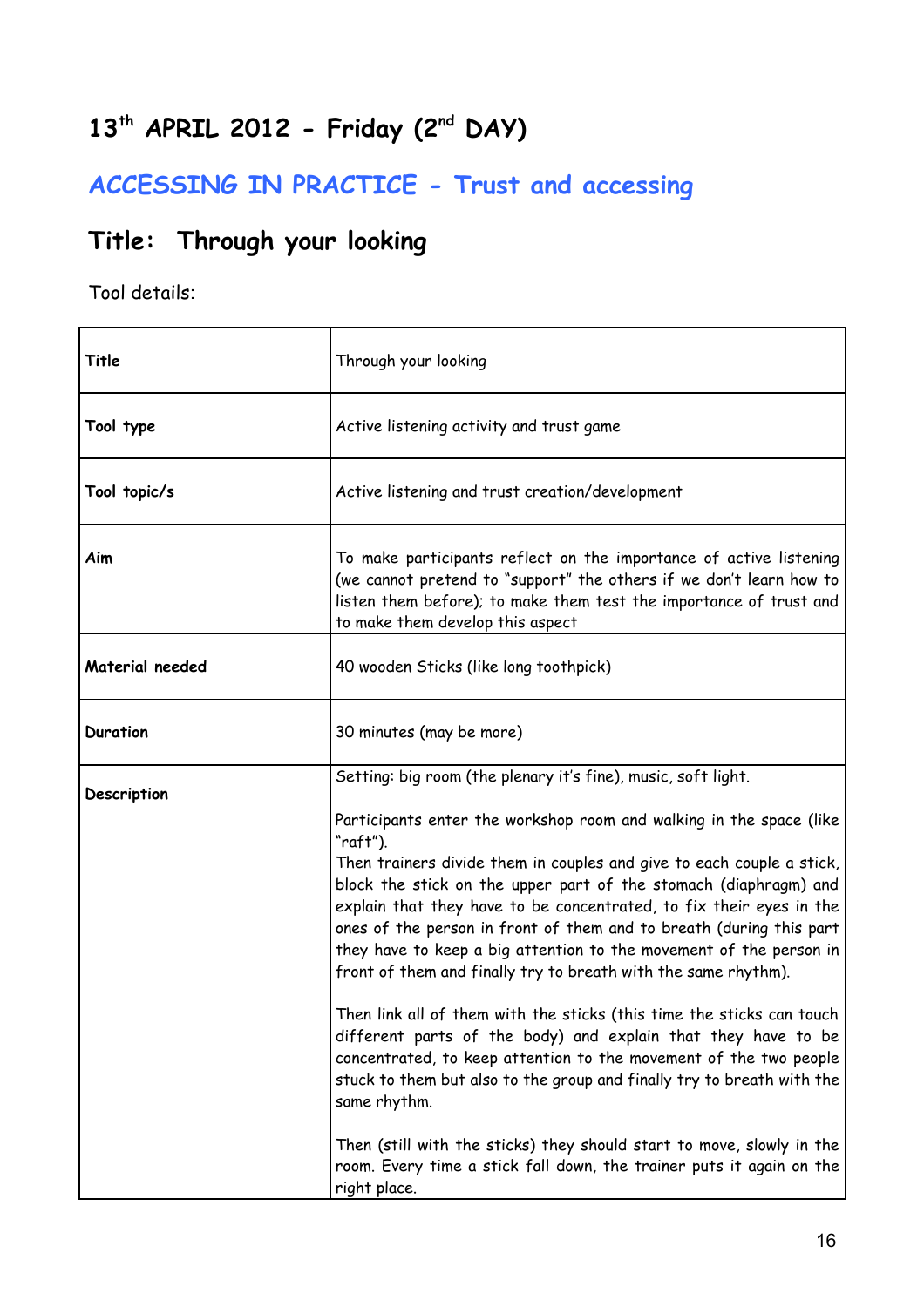# 13th APRIL 2012 - Friday (2nd DAY)

## ACCESSING IN PRACTICE - Trust and accessing

## Title: Through your looking

Tool details:

| Title | Through your looking |
|---|---|
| **Tool type** | Active listening activity and trust game |
| **Tool topic/s** | Active listening and trust creation/development |
| **Aim** | To make participants reflect on the importance of active listening (we cannot pretend to "support" the others if we don't learn how to listen them before); to make them test the importance of trust and to make them develop this aspect |
| **Material needed** | 40 wooden Sticks (like long toothpick) |
| **Duration** | 30 minutes (may be more) |
| **Description** | Setting: big room (the plenary it's fine), music, soft light.<br><br>Participants enter the workshop room and walking in the space (like "raft").<br>Then trainers divide them in couples and give to each couple a stick, block the stick on the upper part of the stomach (diaphragm) and explain that they have to be concentrated, to fix their eyes in the ones of the person in front of them and to breath (during this part they have to keep a big attention to the movement of the person in front of them and finally try to breath with the same rhythm).<br><br>Then link all of them with the sticks (this time the sticks can touch different parts of the body) and explain that they have to be concentrated, to keep attention to the movement of the two people stuck to them but also to the group and finally try to breath with the same rhythm.<br><br>Then (still with the sticks) they should start to move, slowly in the room. Every time a stick fall down, the trainer puts it again on the right place. |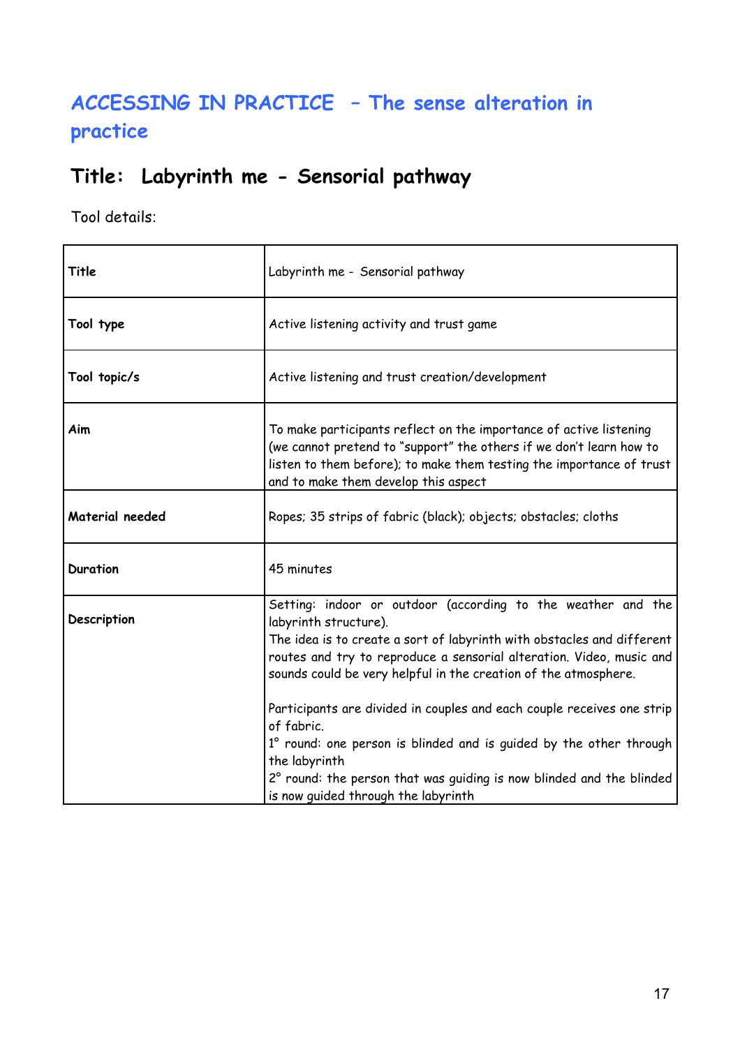## ACCESSING IN PRACTICE – The sense alteration in practice

## Title: Labyrinth me - Sensorial pathway

Tool details:

| Title | Labyrinth me - Sensorial pathway |
|---|---|
| Tool type | Active listening activity and trust game |
| Tool topic/s | Active listening and trust creation/development |
| Aim | To make participants reflect on the importance of active listening (we cannot pretend to "support" the others if we don't learn how to listen to them before); to make them testing the importance of trust and to make them develop this aspect |
| Material needed | Ropes; 35 strips of fabric (black); objects; obstacles; cloths |
| Duration | 45 minutes |
| Description | Setting: indoor or outdoor (according to the weather and the labyrinth structure).<br>The idea is to create a sort of labyrinth with obstacles and different routes and try to reproduce a sensorial alteration. Video, music and sounds could be very helpful in the creation of the atmosphere.<br><br>Participants are divided in couples and each couple receives one strip of fabric.<br>1° round: one person is blinded and is guided by the other through the labyrinth<br>2° round: the person that was guiding is now blinded and the blinded is now guided through the labyrinth |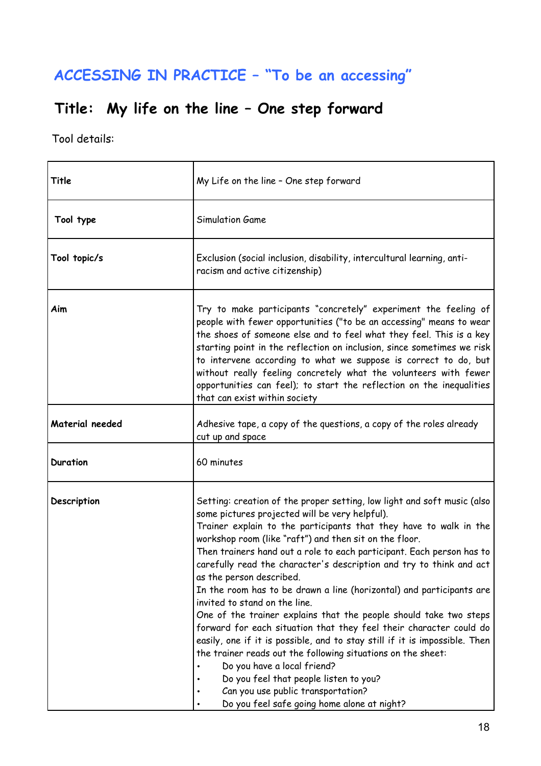## ACCESSING IN PRACTICE – "To be an accessing"

# Title: My life on the line – One step forward

Tool details:

| Title | My Life on the line – One step forward |
| --- | --- |
| Tool type | Simulation Game |
| Tool topic/s | Exclusion (social inclusion, disability, intercultural learning, anti-racism and active citizenship) |
| Aim | Try to make participants "concretely" experiment the feeling of people with fewer opportunities ("to be an accessing" means to wear the shoes of someone else and to feel what they feel. This is a key starting point in the reflection on inclusion, since sometimes we risk to intervene according to what we suppose is correct to do, but without really feeling concretely what the volunteers with fewer opportunities can feel); to start the reflection on the inequalities that can exist within society |
| Material needed | Adhesive tape, a copy of the questions, a copy of the roles already cut up and space |
| Duration | 60 minutes |
| Description | Setting: creation of the proper setting, low light and soft music (also some pictures projected will be very helpful).<br>Trainer explain to the participants that they have to walk in the workshop room (like "raft") and then sit on the floor.<br>Then trainers hand out a role to each participant. Each person has to carefully read the character's description and try to think and act as the person described.<br>In the room has to be drawn a line (horizontal) and participants are invited to stand on the line.<br>One of the trainer explains that the people should take two steps forward for each situation that they feel their character could do easily, one if it is possible, and to stay still if it is impossible. Then the trainer reads out the following situations on the sheet:<br>• Do you have a local friend?<br>• Do you feel that people listen to you?<br>• Can you use public transportation?<br>• Do you feel safe going home alone at night? |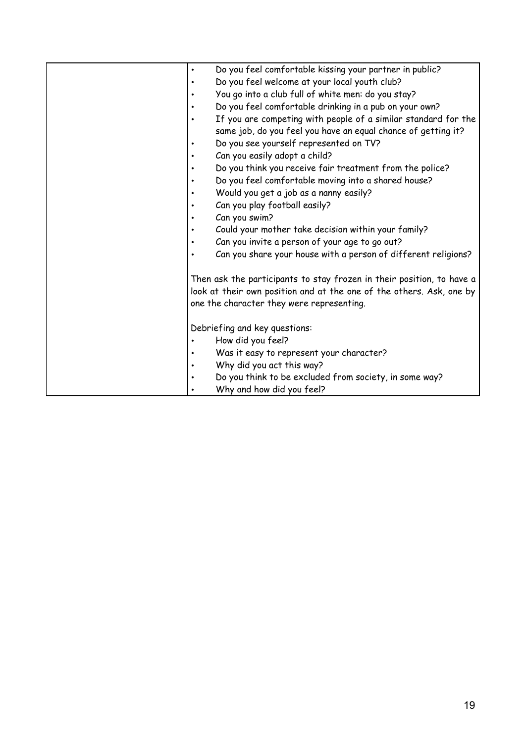|  | • Do you feel comfortable kissing your partner in public?<br>• Do you feel welcome at your local youth club?<br>• You go into a club full of white men: do you stay?<br>• Do you feel comfortable drinking in a pub on your own?<br>• If you are competing with people of a similar standard for the same job, do you feel you have an equal chance of getting it?<br>• Do you see yourself represented on TV?<br>• Can you easily adopt a child?<br>• Do you think you receive fair treatment from the police?<br>• Do you feel comfortable moving into a shared house?<br>• Would you get a job as a nanny easily?<br>• Can you play football easily?<br>• Can you swim?<br>• Could your mother take decision within your family?<br>• Can you invite a person of your age to go out?<br>• Can you share your house with a person of different religions?<br><br>Then ask the participants to stay frozen in their position, to have a look at their own position and at the one of the others. Ask, one by one the character they were representing.<br><br>Debriefing and key questions:<br>• How did you feel?<br>• Was it easy to represent your character?<br>• Why did you act this way?<br>• Do you think to be excluded from society, in some way?<br>• Why and how did you feel? |
|---|---|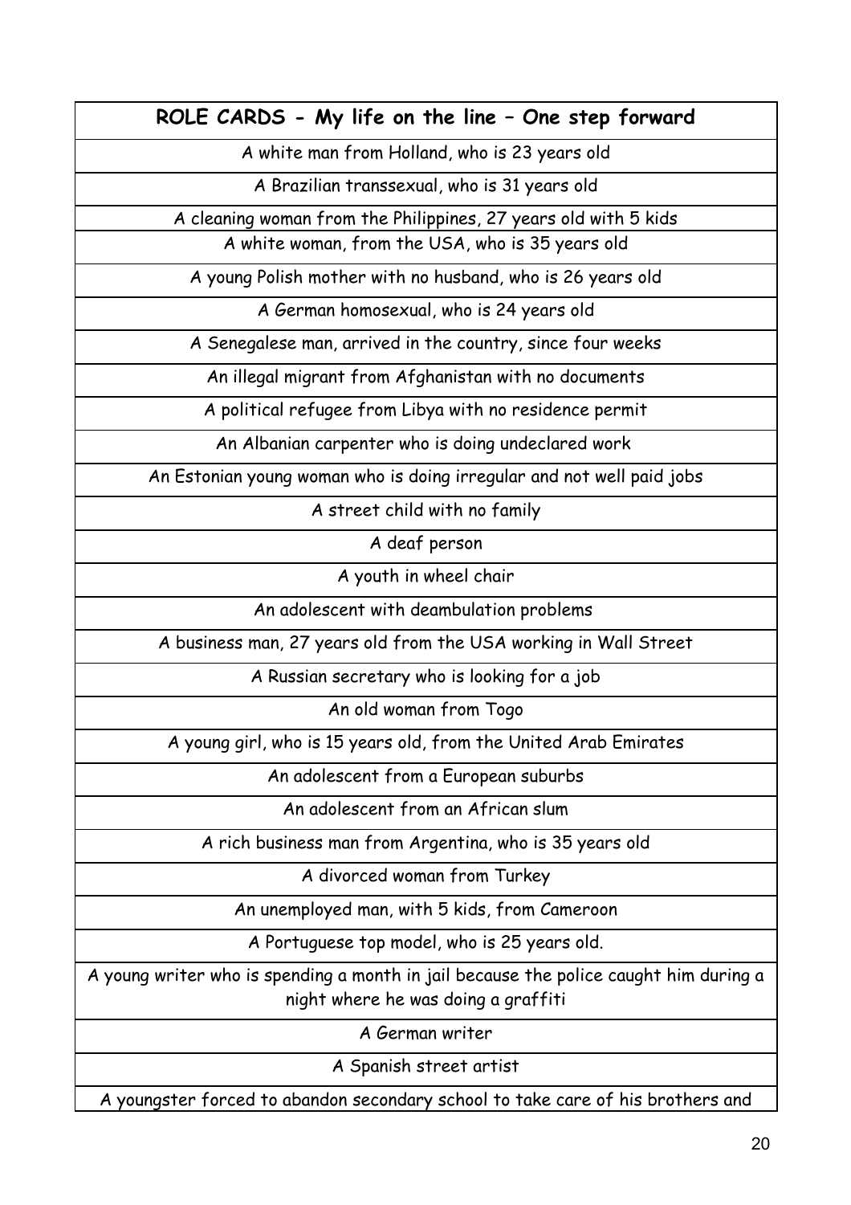| ROLE CARDS - My life on the line – One step forward |
| --- |
| A white man from Holland, who is 23 years old |
| A Brazilian transsexual, who is 31 years old |
| A cleaning woman from the Philippines, 27 years old with 5 kids |
| A white woman, from the USA, who is 35 years old |
| A young Polish mother with no husband, who is 26 years old |
| A German homosexual, who is 24 years old |
| A Senegalese man, arrived in the country, since four weeks |
| An illegal migrant from Afghanistan with no documents |
| A political refugee from Libya with no residence permit |
| An Albanian carpenter who is doing undeclared work |
| An Estonian young woman who is doing irregular and not well paid jobs |
| A street child with no family |
| A deaf person |
| A youth in wheel chair |
| An adolescent with deambulation problems |
| A business man, 27 years old from the USA working in Wall Street |
| A Russian secretary who is looking for a job |
| An old woman from Togo |
| A young girl, who is 15 years old, from the United Arab Emirates |
| An adolescent from a European suburbs |
| An adolescent from an African slum |
| A rich business man from Argentina, who is 35 years old |
| A divorced woman from Turkey |
| An unemployed man, with 5 kids, from Cameroon |
| A Portuguese top model, who is 25 years old. |
| A young writer who is spending a month in jail because the police caught him during a night where he was doing a graffiti |
| A German writer |
| A Spanish street artist |
| A youngster forced to abandon secondary school to take care of his brothers and |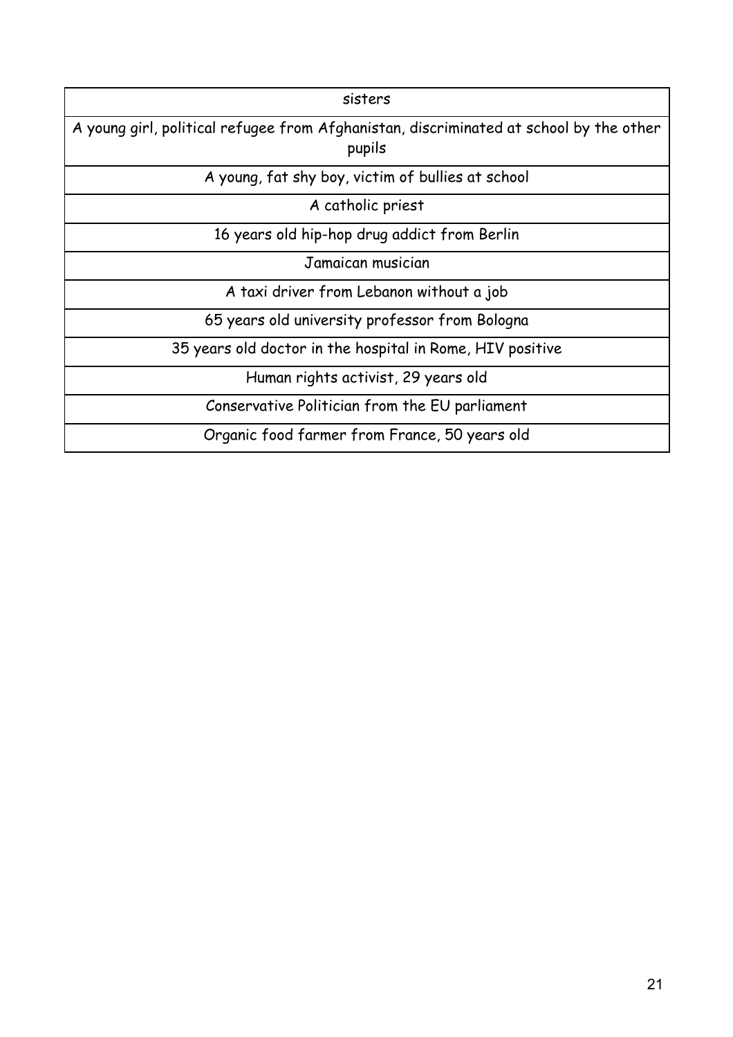| sisters |
| --- |
| A young girl, political refugee from Afghanistan, discriminated at school by the other pupils |
| A young, fat shy boy, victim of bullies at school |
| A catholic priest |
| 16 years old hip-hop drug addict from Berlin |
| Jamaican musician |
| A taxi driver from Lebanon without a job |
| 65 years old university professor from Bologna |
| 35 years old doctor in the hospital in Rome, HIV positive |
| Human rights activist, 29 years old |
| Conservative Politician from the EU parliament |
| Organic food farmer from France, 50 years old |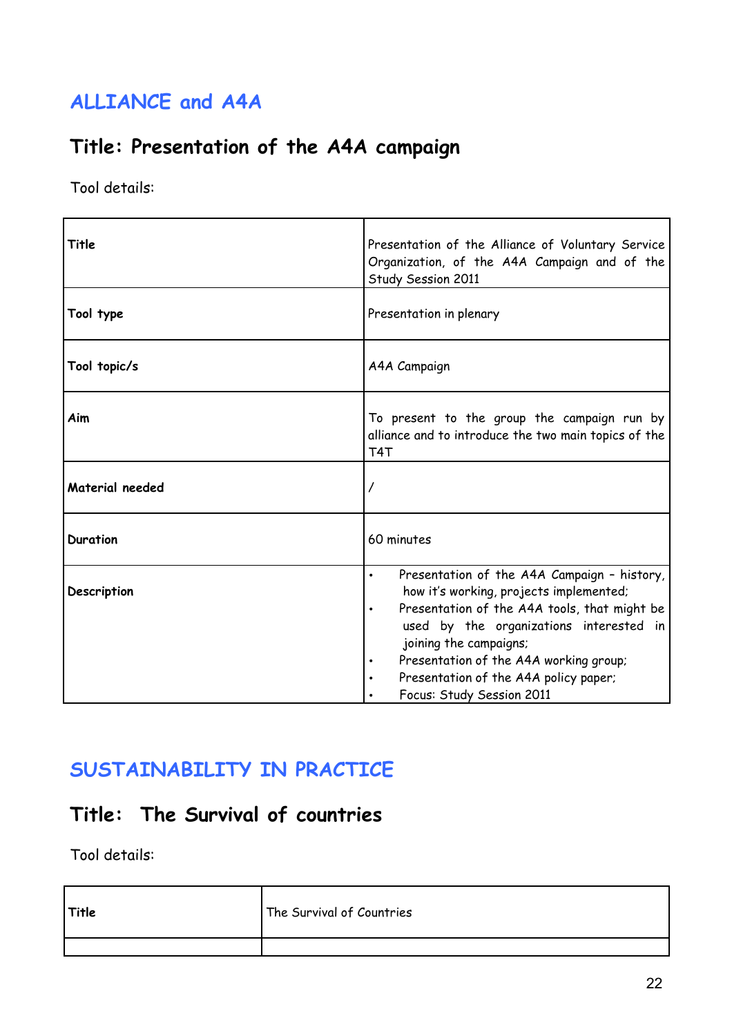## ALLIANCE and A4A

## Title: Presentation of the A4A campaign

Tool details:

| Title | Presentation of the Alliance of Voluntary Service Organization, of the A4A Campaign and of the Study Session 2011 |
|---|---|
| Tool type | Presentation in plenary |
| Tool topic/s | A4A Campaign |
| Aim | To present to the group the campaign run by alliance and to introduce the two main topics of the T4T |
| Material needed | / |
| Duration | 60 minutes |
| Description | • Presentation of the A4A Campaign – history, how it's working, projects implemented;<br>• Presentation of the A4A tools, that might be used by the organizations interested in joining the campaigns;<br>• Presentation of the A4A working group;<br>• Presentation of the A4A policy paper;<br>• Focus: Study Session 2011 |

## SUSTAINABILITY IN PRACTICE

## Title: The Survival of countries

Tool details:

| Title | The Survival of Countries |
|---|---|
| | |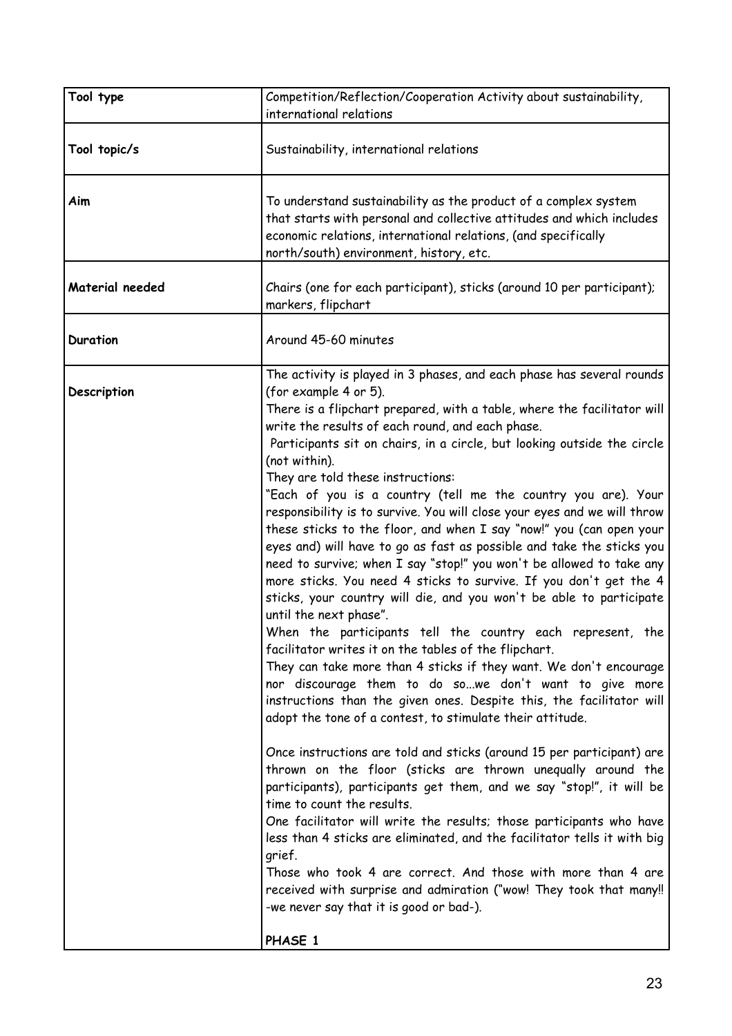| | |
|---|---|
| **Tool type** | Competition/Reflection/Cooperation Activity about sustainability, international relations |
| **Tool topic/s** | Sustainability, international relations |
| **Aim** | To understand sustainability as the product of a complex system that starts with personal and collective attitudes and which includes economic relations, international relations, (and specifically north/south) environment, history, etc. |
| **Material needed** | Chairs (one for each participant), sticks (around 10 per participant); markers, flipchart |
| **Duration** | Around 45-60 minutes |
| **Description** | The activity is played in 3 phases, and each phase has several rounds (for example 4 or 5).<br>There is a flipchart prepared, with a table, where the facilitator will write the results of each round, and each phase.<br>Participants sit on chairs, in a circle, but looking outside the circle (not within).<br>They are told these instructions:<br>"Each of you is a country (tell me the country you are). Your responsibility is to survive. You will close your eyes and we will throw these sticks to the floor, and when I say "now!" you (can open your eyes and) will have to go as fast as possible and take the sticks you need to survive; when I say "stop!" you won't be allowed to take any more sticks. You need 4 sticks to survive. If you don't get the 4 sticks, your country will die, and you won't be able to participate until the next phase".<br>When the participants tell the country each represent, the facilitator writes it on the tables of the flipchart.<br>They can take more than 4 sticks if they want. We don't encourage nor discourage them to do so...we don't want to give more instructions than the given ones. Despite this, the facilitator will adopt the tone of a contest, to stimulate their attitude.<br><br>Once instructions are told and sticks (around 15 per participant) are thrown on the floor (sticks are thrown unequally around the participants), participants get them, and we say "stop!", it will be time to count the results.<br>One facilitator will write the results; those participants who have less than 4 sticks are eliminated, and the facilitator tells it with big grief.<br>Those who took 4 are correct. And those with more than 4 are received with surprise and admiration ("wow! They took that many!! -we never say that it is good or bad-).<br><br>**PHASE 1** |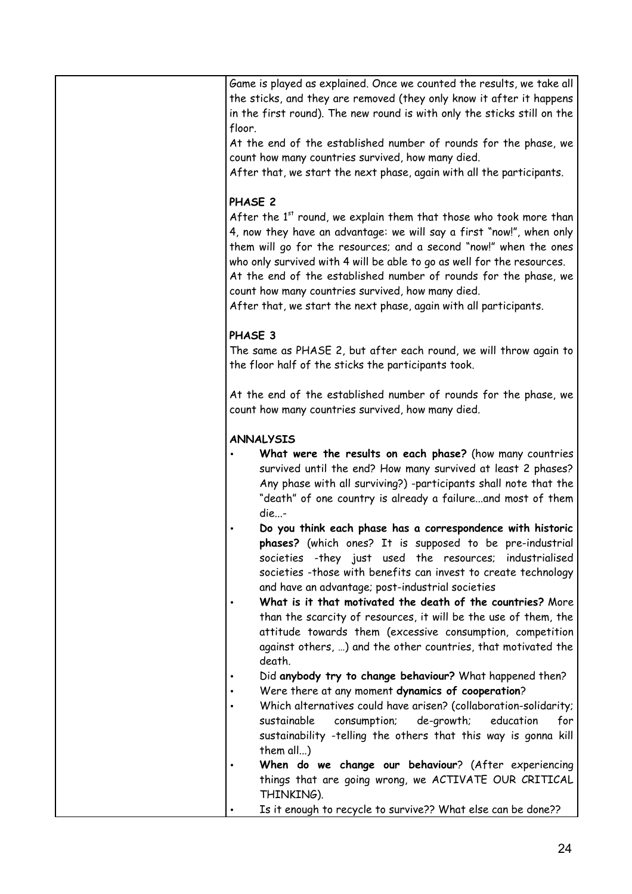| | Game is played as explained. Once we counted the results, we take all the sticks, and they are removed (they only know it after it happens in the first round). The new round is with only the sticks still on the floor.<br>At the end of the established number of rounds for the phase, we count how many countries survived, how many died.<br>After that, we start the next phase, again with all the participants.<br><br>**PHASE 2**<br>After the 1st round, we explain them that those who took more than 4, now they have an advantage: we will say a first "now!", when only them will go for the resources; and a second "now!" when the ones who only survived with 4 will be able to go as well for the resources.<br>At the end of the established number of rounds for the phase, we count how many countries survived, how many died.<br>After that, we start the next phase, again with all participants.<br><br>**PHASE 3**<br>The same as PHASE 2, but after each round, we will throw again to the floor half of the sticks the participants took.<br><br>At the end of the established number of rounds for the phase, we count how many countries survived, how many died.<br><br>**ANNALYSIS**<br>• **What were the results on each phase?** (how many countries survived until the end? How many survived at least 2 phases? Any phase with all surviving?) -participants shall note that the "death" of one country is already a failure...and most of them die...-<br>• **Do you think each phase has a correspondence with historic phases?** (which ones? It is supposed to be pre-industrial societies -they just used the resources; industrialised societies -those with benefits can invest to create technology and have an advantage; post-industrial societies<br>• **What is it that motivated the death of the countries?** More than the scarcity of resources, it will be the use of them, the attitude towards them (excessive consumption, competition against others, …) and the other countries, that motivated the death.<br>• Did **anybody try to change behaviour?** What happened then?<br>• Were there at any moment **dynamics of cooperation**?<br>• Which alternatives could have arisen? (collaboration-solidarity; sustainable consumption; de-growth; education for sustainability -telling the others that this way is gonna kill them all...)<br>• **When do we change our behaviour**? (After experiencing things that are going wrong, we ACTIVATE OUR CRITICAL THINKING).<br>• Is it enough to recycle to survive?? What else can be done?? |
|---|---|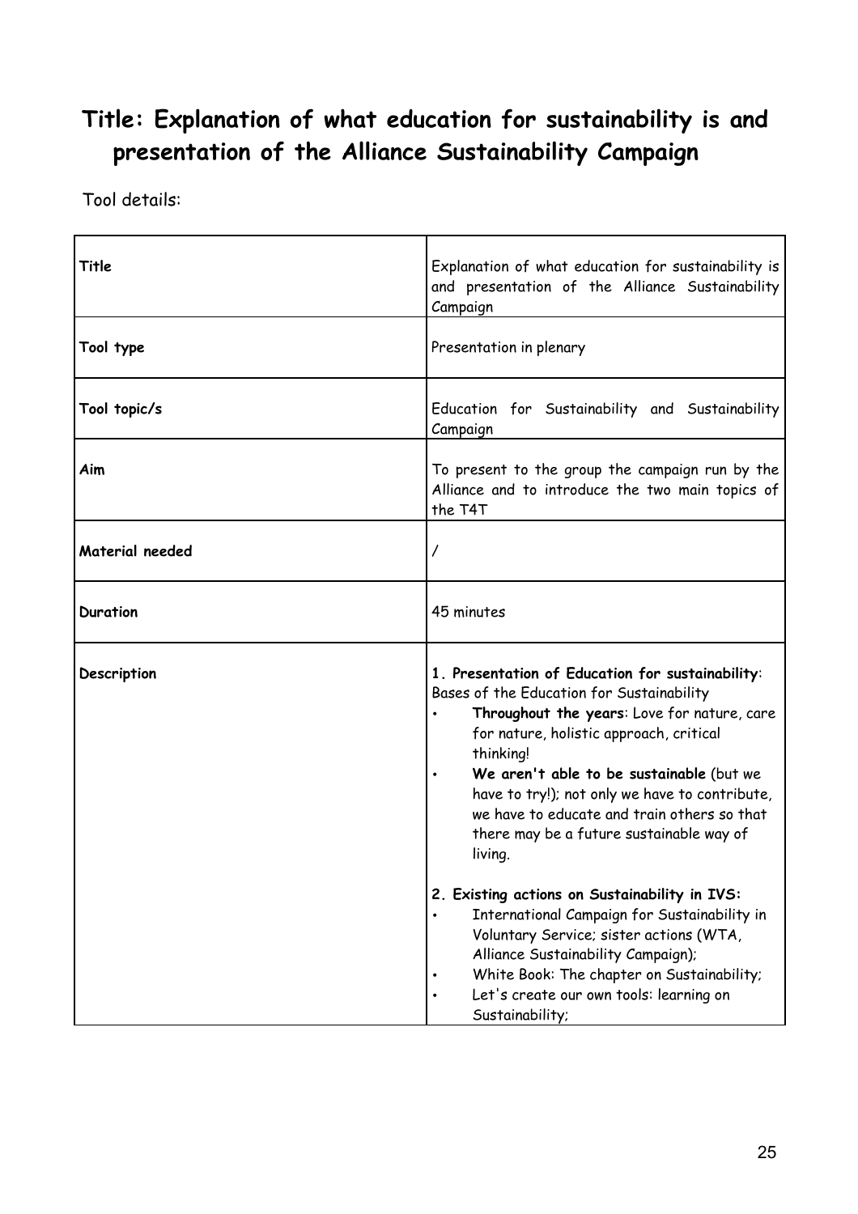# Title: Explanation of what education for sustainability is and presentation of the Alliance Sustainability Campaign

Tool details:

| | |
|---|---|
| **Title** | Explanation of what education for sustainability is and presentation of the Alliance Sustainability Campaign |
| **Tool type** | Presentation in plenary |
| **Tool topic/s** | Education for Sustainability and Sustainability Campaign |
| **Aim** | To present to the group the campaign run by the Alliance and to introduce the two main topics of the T4T |
| **Material needed** | / |
| **Duration** | 45 minutes |
| **Description** | **1. Presentation of Education for sustainability**: Bases of the Education for Sustainability<br>• **Throughout the years**: Love for nature, care for nature, holistic approach, critical thinking!<br>• **We aren't able to be sustainable** (but we have to try!); not only we have to contribute, we have to educate and train others so that there may be a future sustainable way of living.<br><br>**2. Existing actions on Sustainability in IVS:**<br>• International Campaign for Sustainability in Voluntary Service; sister actions (WTA, Alliance Sustainability Campaign);<br>• White Book: The chapter on Sustainability;<br>• Let's create our own tools: learning on Sustainability; |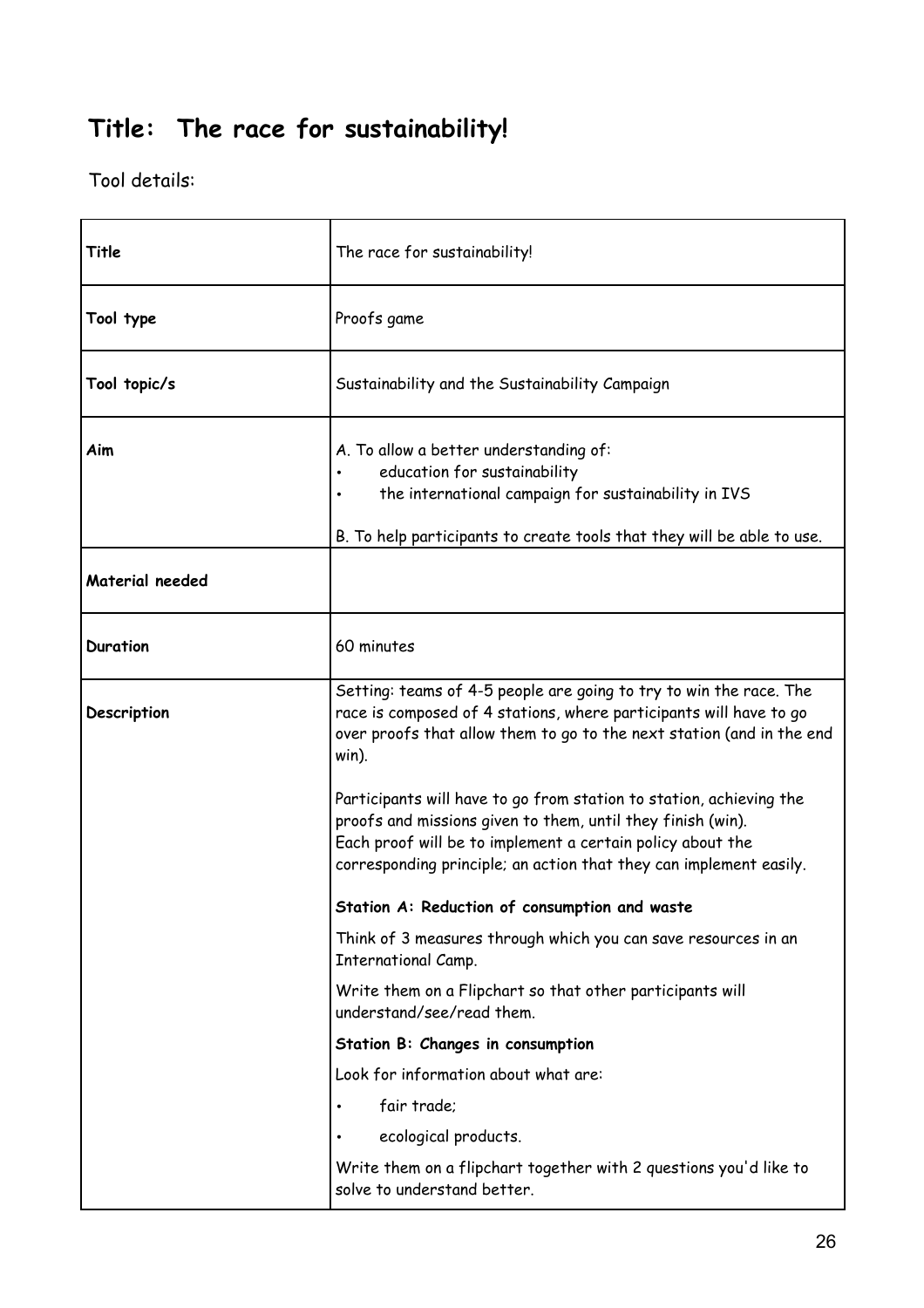# Title: The race for sustainability!

Tool details:

| | |
|---|---|
| **Title** | The race for sustainability! |
| **Tool type** | Proofs game |
| **Tool topic/s** | Sustainability and the Sustainability Campaign |
| **Aim** | A. To allow a better understanding of:<br>• education for sustainability<br>• the international campaign for sustainability in IVS<br><br>B. To help participants to create tools that they will be able to use. |
| **Material needed** | |
| **Duration** | 60 minutes |
| **Description** | Setting: teams of 4-5 people are going to try to win the race. The race is composed of 4 stations, where participants will have to go over proofs that allow them to go to the next station (and in the end win).<br><br>Participants will have to go from station to station, achieving the proofs and missions given to them, until they finish (win).<br>Each proof will be to implement a certain policy about the corresponding principle; an action that they can implement easily.<br><br>**Station A: Reduction of consumption and waste**<br><br>Think of 3 measures through which you can save resources in an International Camp.<br><br>Write them on a Flipchart so that other participants will understand/see/read them.<br><br>**Station B: Changes in consumption**<br><br>Look for information about what are:<br>• fair trade;<br>• ecological products.<br><br>Write them on a flipchart together with 2 questions you'd like to solve to understand better. |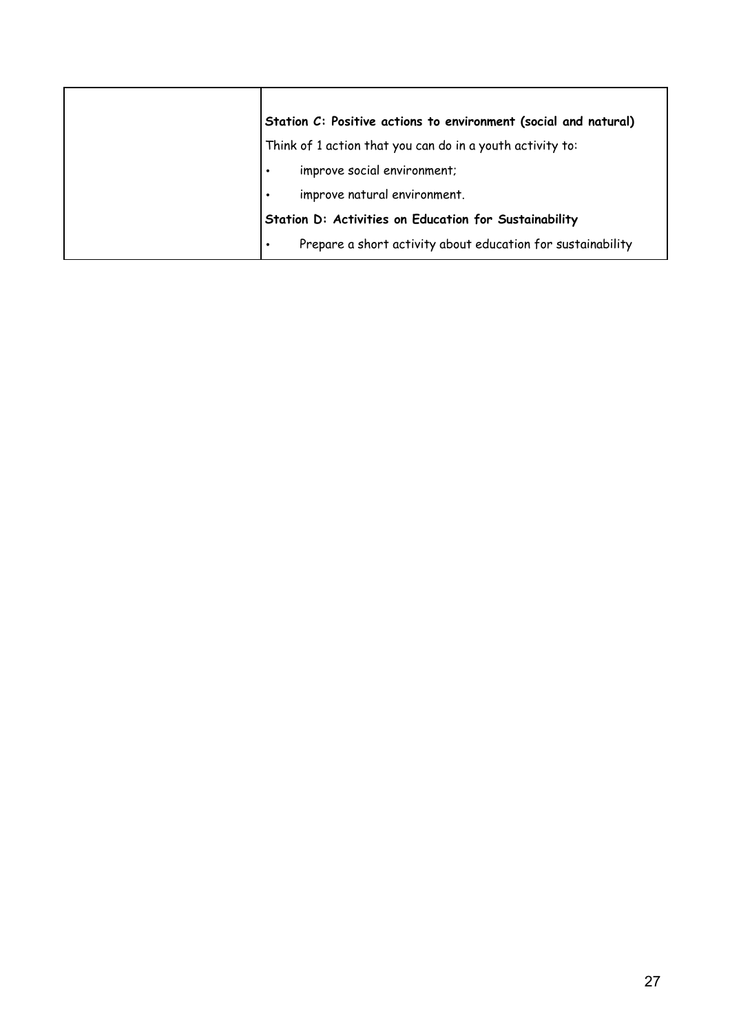| | |
|---|---|
| | **Station C: Positive actions to environment (social and natural)**<br>Think of 1 action that you can do in a youth activity to:<br>• improve social environment;<br>• improve natural environment.<br>**Station D: Activities on Education for Sustainability**<br>• Prepare a short activity about education for sustainability |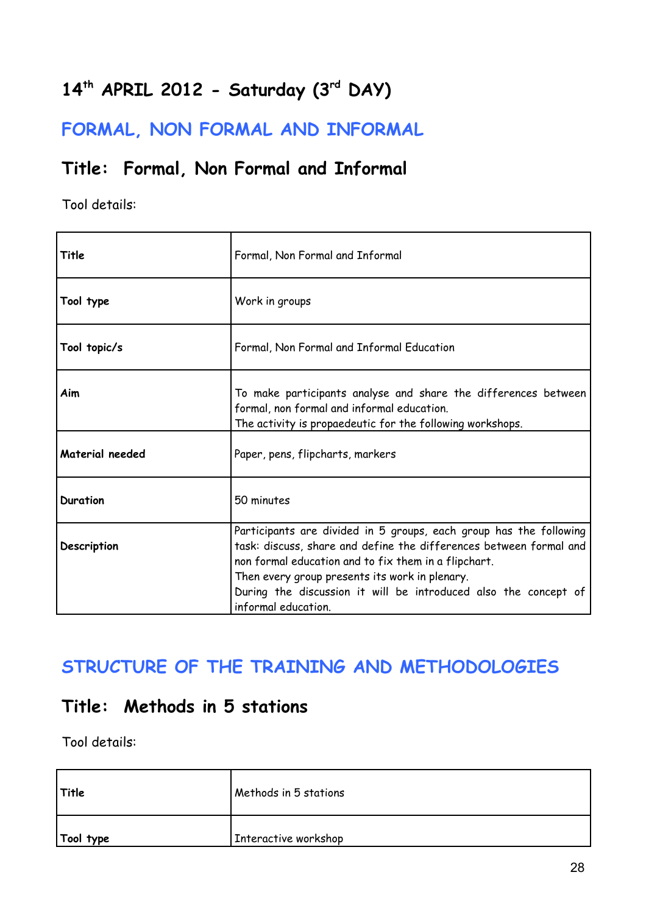# 14th APRIL 2012 - Saturday (3rd DAY)

## FORMAL, NON FORMAL AND INFORMAL

### Title: Formal, Non Formal and Informal

Tool details:

| **Title** | Formal, Non Formal and Informal |
|---|---|
| **Tool type** | Work in groups |
| **Tool topic/s** | Formal, Non Formal and Informal Education |
| **Aim** | To make participants analyse and share the differences between formal, non formal and informal education.<br>The activity is propaedeutic for the following workshops. |
| **Material needed** | Paper, pens, flipcharts, markers |
| **Duration** | 50 minutes |
| **Description** | Participants are divided in 5 groups, each group has the following task: discuss, share and define the differences between formal and non formal education and to fix them in a flipchart.<br>Then every group presents its work in plenary.<br>During the discussion it will be introduced also the concept of informal education. |

## STRUCTURE OF THE TRAINING AND METHODOLOGIES

### Title: Methods in 5 stations

Tool details:

| **Title** | Methods in 5 stations |
|---|---|
| **Tool type** | Interactive workshop |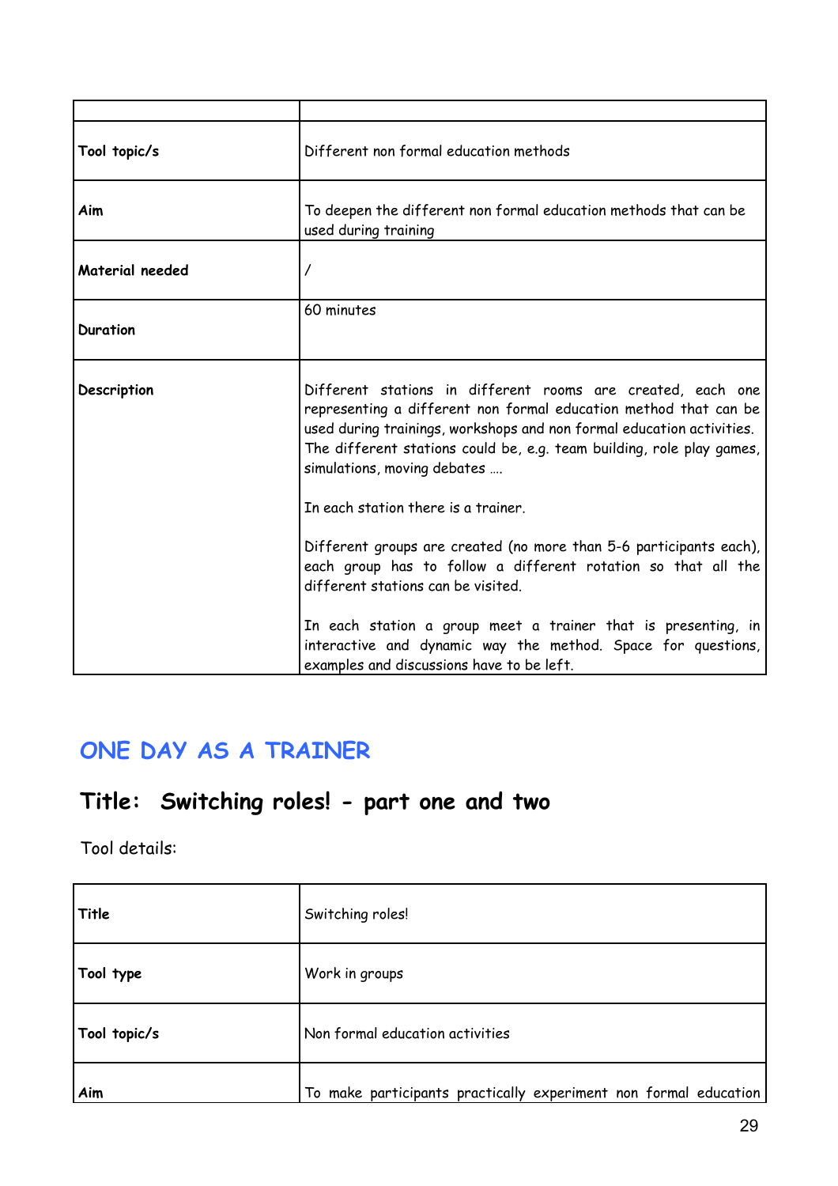| | |
|---|---|
| **Tool topic/s** | Different non formal education methods |
| **Aim** | To deepen the different non formal education methods that can be used during training |
| **Material needed** | / |
| **Duration** | 60 minutes |
| **Description** | Different stations in different rooms are created, each one representing a different non formal education method that can be used during trainings, workshops and non formal education activities. The different stations could be, e.g. team building, role play games, simulations, moving debates ….<br><br>In each station there is a trainer.<br><br>Different groups are created (no more than 5-6 participants each), each group has to follow a different rotation so that all the different stations can be visited.<br><br>In each station a group meet a trainer that is presenting, in interactive and dynamic way the method. Space for questions, examples and discussions have to be left. |

## ONE DAY AS A TRAINER

## Title: Switching roles! - part one and two

Tool details:

| | |
|---|---|
| **Title** | Switching roles! |
| **Tool type** | Work in groups |
| **Tool topic/s** | Non formal education activities |
| **Aim** | To make participants practically experiment non formal education |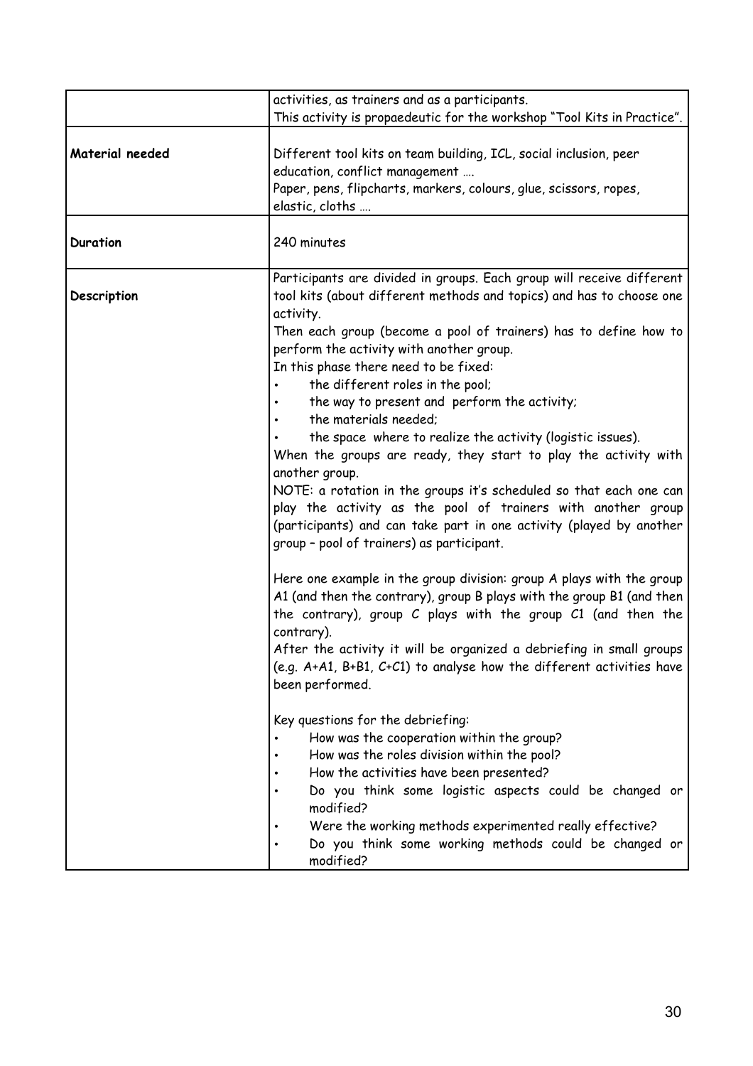| | |
|---|---|
| | activities, as trainers and as a participants.<br>This activity is propaedeutic for the workshop "Tool Kits in Practice". |
| **Material needed** | Different tool kits on team building, ICL, social inclusion, peer education, conflict management ….<br>Paper, pens, flipcharts, markers, colours, glue, scissors, ropes, elastic, cloths …. |
| **Duration** | 240 minutes |
| **Description** | Participants are divided in groups. Each group will receive different tool kits (about different methods and topics) and has to choose one activity.<br>Then each group (become a pool of trainers) has to define how to perform the activity with another group.<br>In this phase there need to be fixed:<br>• the different roles in the pool;<br>• the way to present and perform the activity;<br>• the materials needed;<br>• the space where to realize the activity (logistic issues).<br>When the groups are ready, they start to play the activity with another group.<br>NOTE: a rotation in the groups it's scheduled so that each one can play the activity as the pool of trainers with another group (participants) and can take part in one activity (played by another group – pool of trainers) as participant.<br><br>Here one example in the group division: group A plays with the group A1 (and then the contrary), group B plays with the group B1 (and then the contrary), group C plays with the group C1 (and then the contrary).<br>After the activity it will be organized a debriefing in small groups (e.g. A+A1, B+B1, C+C1) to analyse how the different activities have been performed.<br><br>Key questions for the debriefing:<br>• How was the cooperation within the group?<br>• How was the roles division within the pool?<br>• How the activities have been presented?<br>• Do you think some logistic aspects could be changed or modified?<br>• Were the working methods experimented really effective?<br>• Do you think some working methods could be changed or modified? |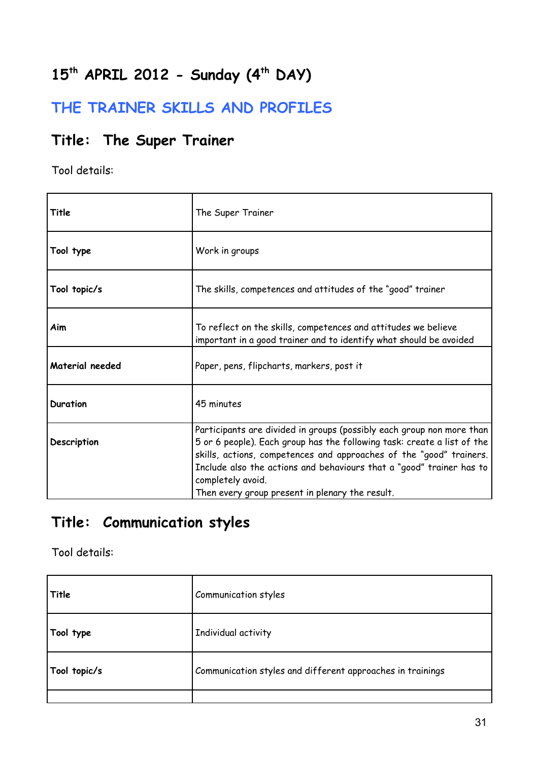## 15th APRIL 2012 - Sunday (4th DAY)

## THE TRAINER SKILLS AND PROFILES

### Title: The Super Trainer

Tool details:

| **Title** | The Super Trainer |
|---|---|
| **Tool type** | Work in groups |
| **Tool topic/s** | The skills, competences and attitudes of the "good" trainer |
| **Aim** | To reflect on the skills, competences and attitudes we believe important in a good trainer and to identify what should be avoided |
| **Material needed** | Paper, pens, flipcharts, markers, post it |
| **Duration** | 45 minutes |
| **Description** | Participants are divided in groups (possibly each group non more than 5 or 6 people). Each group has the following task: create a list of the skills, actions, competences and approaches of the "good" trainers. Include also the actions and behaviours that a "good" trainer has to completely avoid.<br>Then every group present in plenary the result. |

### Title: Communication styles

Tool details:

| **Title** | Communication styles |
|---|---|
| **Tool type** | Individual activity |
| **Tool topic/s** | Communication styles and different approaches in trainings |
| | |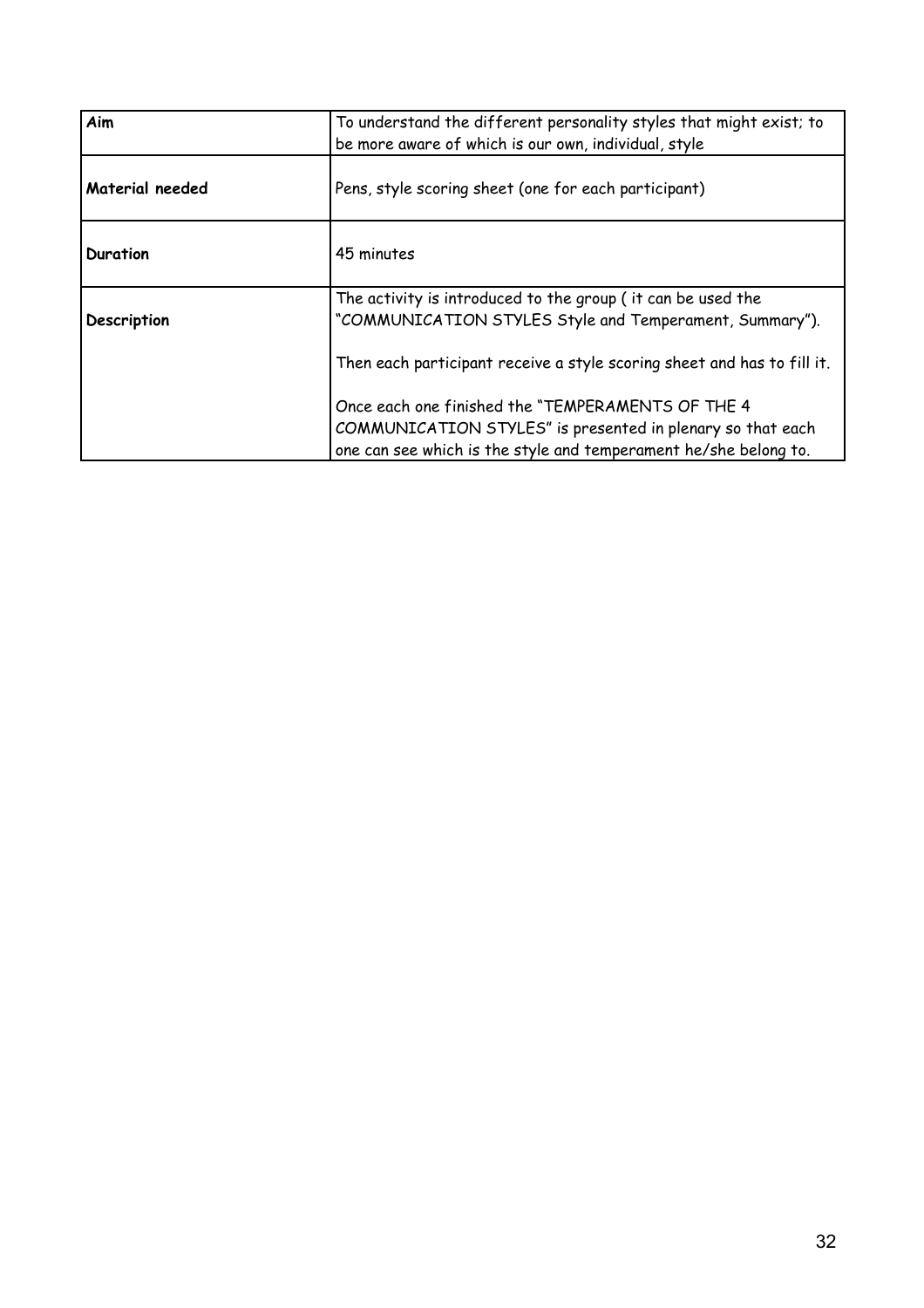| **Aim** | To understand the different personality styles that might exist; to be more aware of which is our own, individual, style |
|---|---|
| **Material needed** | Pens, style scoring sheet (one for each participant) |
| **Duration** | 45 minutes |
| **Description** | The activity is introduced to the group ( it can be used the "COMMUNICATION STYLES Style and Temperament, Summary").<br><br>Then each participant receive a style scoring sheet and has to fill it.<br><br>Once each one finished the "TEMPERAMENTS OF THE 4 COMMUNICATION STYLES" is presented in plenary so that each one can see which is the style and temperament he/she belong to. |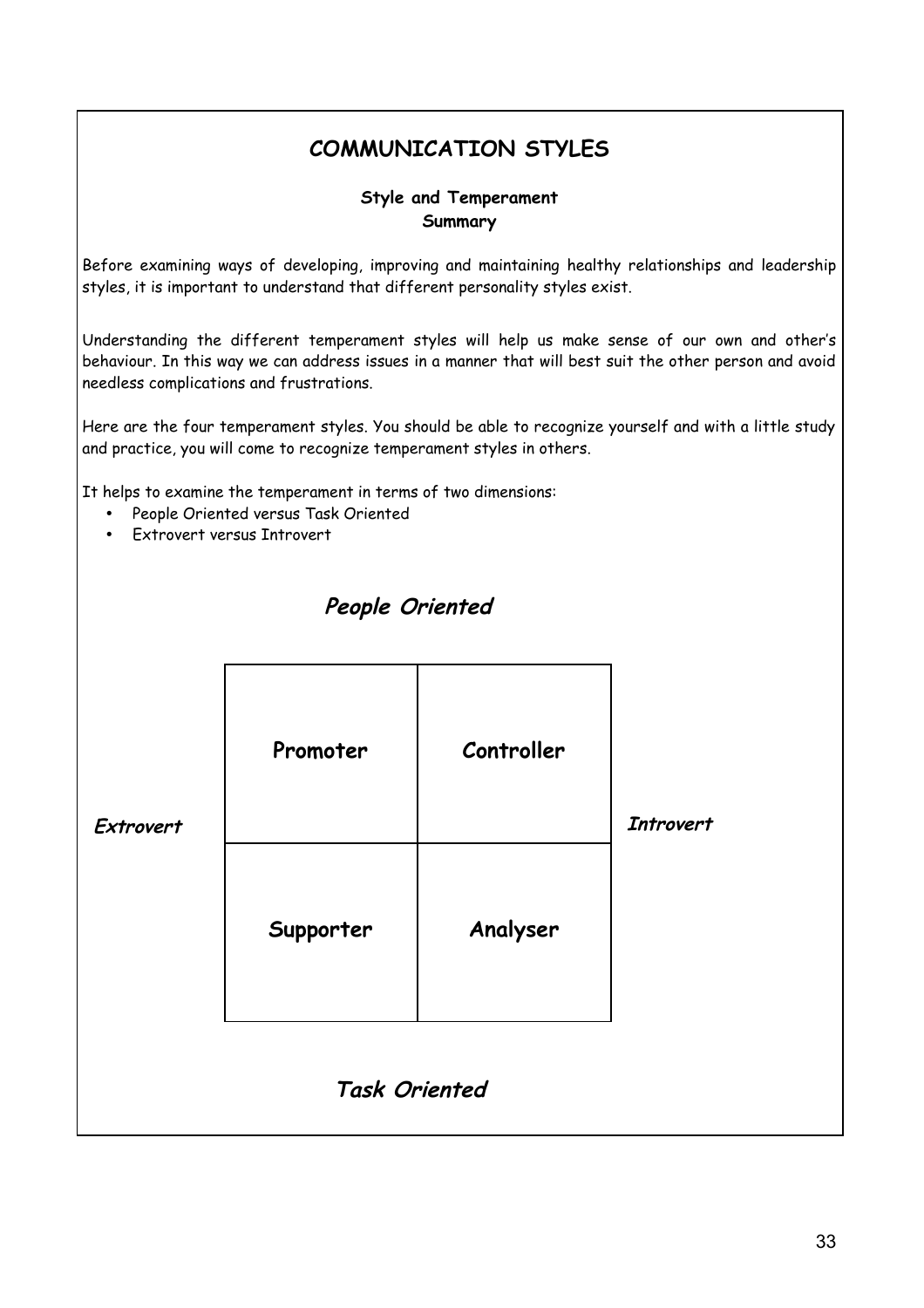# COMMUNICATION STYLES

### Style and Temperament
#### Summary

Before examining ways of developing, improving and maintaining healthy relationships and leadership styles, it is important to understand that different personality styles exist.

Understanding the different temperament styles will help us make sense of our own and other's behaviour. In this way we can address issues in a manner that will best suit the other person and avoid needless complications and frustrations.

Here are the four temperament styles. You should be able to recognize yourself and with a little study and practice, you will come to recognize temperament styles in others.

It helps to examine the temperament in terms of two dimensions:

- People Oriented versus Task Oriented
- Extrovert versus Introvert

***People Oriented***

| | | | |
|---|---|---|---|
| ***Extrovert*** | **Promoter** | **Controller** | ***Introvert*** |
| | **Supporter** | **Analyser** | |

***Task Oriented***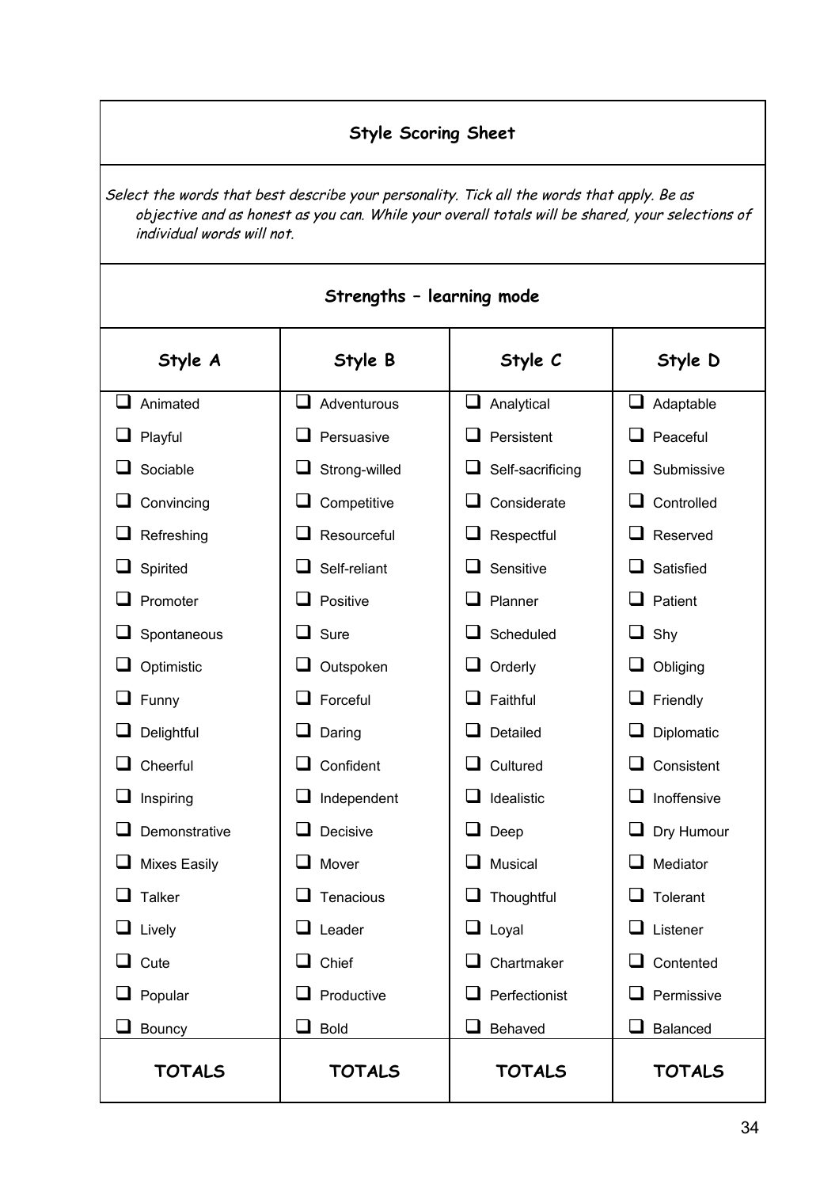## Style Scoring Sheet

*Select the words that best describe your personality. Tick all the words that apply. Be as objective and as honest as you can. While your overall totals will be shared, your selections of individual words will not.*

### Strengths – learning mode

| Style A | Style B | Style C | Style D |
|---|---|---|---|
| ❑ Animated | ❑ Adventurous | ❑ Analytical | ❑ Adaptable |
| ❑ Playful | ❑ Persuasive | ❑ Persistent | ❑ Peaceful |
| ❑ Sociable | ❑ Strong-willed | ❑ Self-sacrificing | ❑ Submissive |
| ❑ Convincing | ❑ Competitive | ❑ Considerate | ❑ Controlled |
| ❑ Refreshing | ❑ Resourceful | ❑ Respectful | ❑ Reserved |
| ❑ Spirited | ❑ Self-reliant | ❑ Sensitive | ❑ Satisfied |
| ❑ Promoter | ❑ Positive | ❑ Planner | ❑ Patient |
| ❑ Spontaneous | ❑ Sure | ❑ Scheduled | ❑ Shy |
| ❑ Optimistic | ❑ Outspoken | ❑ Orderly | ❑ Obliging |
| ❑ Funny | ❑ Forceful | ❑ Faithful | ❑ Friendly |
| ❑ Delightful | ❑ Daring | ❑ Detailed | ❑ Diplomatic |
| ❑ Cheerful | ❑ Confident | ❑ Cultured | ❑ Consistent |
| ❑ Inspiring | ❑ Independent | ❑ Idealistic | ❑ Inoffensive |
| ❑ Demonstrative | ❑ Decisive | ❑ Deep | ❑ Dry Humour |
| ❑ Mixes Easily | ❑ Mover | ❑ Musical | ❑ Mediator |
| ❑ Talker | ❑ Tenacious | ❑ Thoughtful | ❑ Tolerant |
| ❑ Lively | ❑ Leader | ❑ Loyal | ❑ Listener |
| ❑ Cute | ❑ Chief | ❑ Chartmaker | ❑ Contented |
| ❑ Popular | ❑ Productive | ❑ Perfectionist | ❑ Permissive |
| ❑ Bouncy | ❑ Bold | ❑ Behaved | ❑ Balanced |
| **TOTALS** | **TOTALS** | **TOTALS** | **TOTALS** |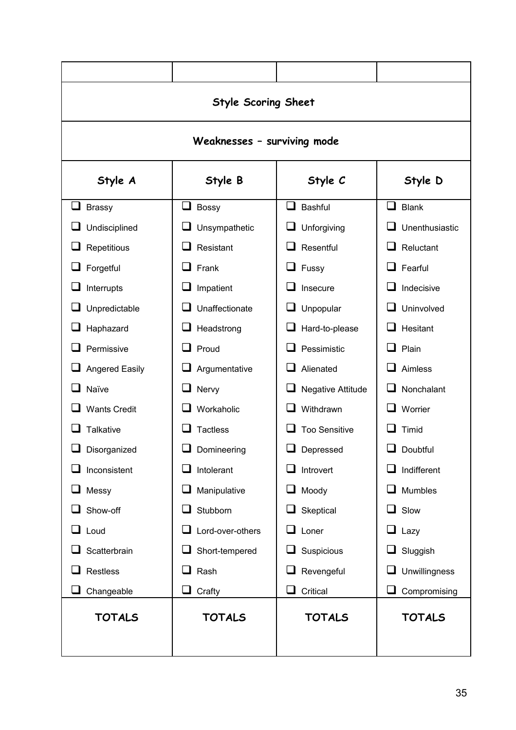## Style Scoring Sheet

### Weaknesses – surviving mode

| Style A | Style B | Style C | Style D |
|---|---|---|---|
| ☐ Brassy | ☐ Bossy | ☐ Bashful | ☐ Blank |
| ☐ Undisciplined | ☐ Unsympathetic | ☐ Unforgiving | ☐ Unenthusiastic |
| ☐ Repetitious | ☐ Resistant | ☐ Resentful | ☐ Reluctant |
| ☐ Forgetful | ☐ Frank | ☐ Fussy | ☐ Fearful |
| ☐ Interrupts | ☐ Impatient | ☐ Insecure | ☐ Indecisive |
| ☐ Unpredictable | ☐ Unaffectionate | ☐ Unpopular | ☐ Uninvolved |
| ☐ Haphazard | ☐ Headstrong | ☐ Hard-to-please | ☐ Hesitant |
| ☐ Permissive | ☐ Proud | ☐ Pessimistic | ☐ Plain |
| ☐ Angered Easily | ☐ Argumentative | ☐ Alienated | ☐ Aimless |
| ☐ Naïve | ☐ Nervy | ☐ Negative Attitude | ☐ Nonchalant |
| ☐ Wants Credit | ☐ Workaholic | ☐ Withdrawn | ☐ Worrier |
| ☐ Talkative | ☐ Tactless | ☐ Too Sensitive | ☐ Timid |
| ☐ Disorganized | ☐ Domineering | ☐ Depressed | ☐ Doubtful |
| ☐ Inconsistent | ☐ Intolerant | ☐ Introvert | ☐ Indifferent |
| ☐ Messy | ☐ Manipulative | ☐ Moody | ☐ Mumbles |
| ☐ Show-off | ☐ Stubborn | ☐ Skeptical | ☐ Slow |
| ☐ Loud | ☐ Lord-over-others | ☐ Loner | ☐ Lazy |
| ☐ Scatterbrain | ☐ Short-tempered | ☐ Suspicious | ☐ Sluggish |
| ☐ Restless | ☐ Rash | ☐ Revengeful | ☐ Unwillingness |
| ☐ Changeable | ☐ Crafty | ☐ Critical | ☐ Compromising |
| **TOTALS** | **TOTALS** | **TOTALS** | **TOTALS** |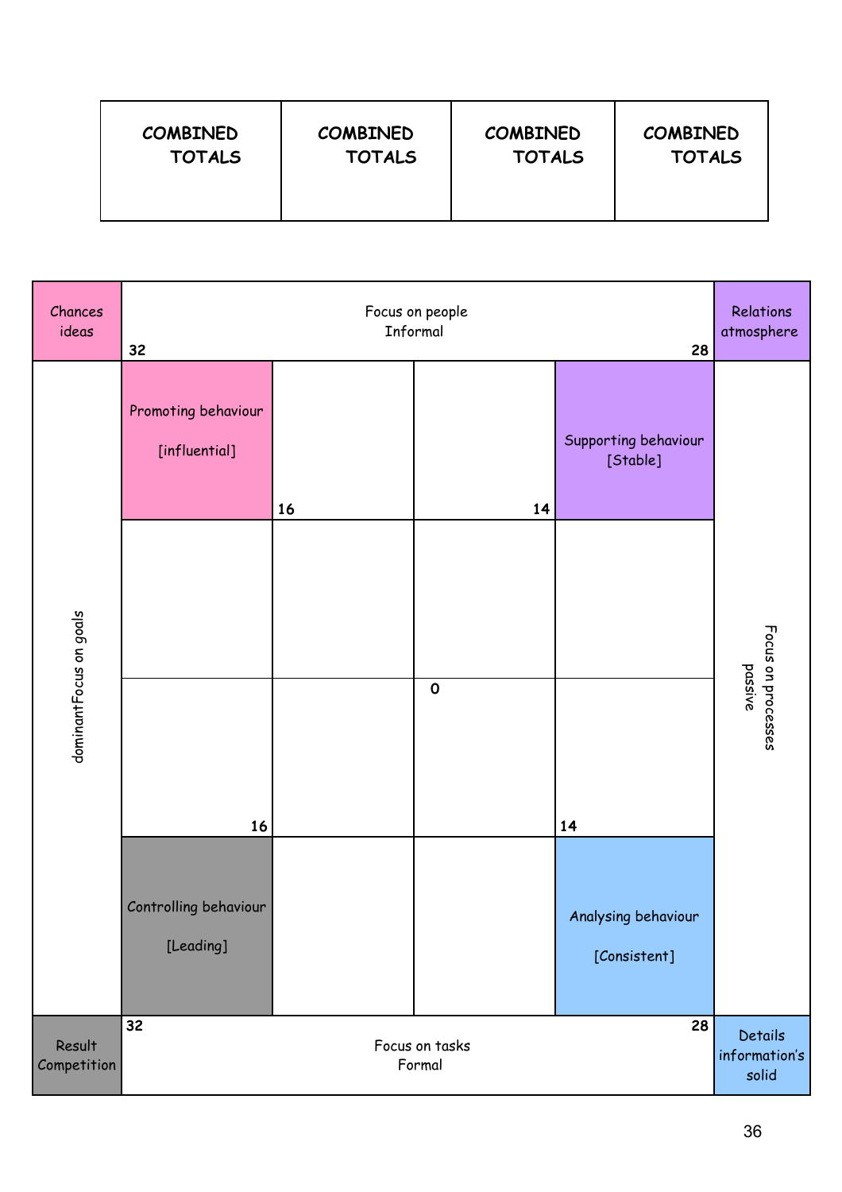| COMBINED TOTALS | COMBINED TOTALS | COMBINED TOTALS | COMBINED TOTALS |
|---|---|---|---|
| | | | |

| Chances ideas | Focus on people Informal | | | | Relations atmosphere |
|---|---|---|---|---|---|
| | 32 | | | 28 | |
| dominantFocus on goals | Promoting behaviour [influential] | 16 | 14 | Supporting behaviour [Stable] | Focus on processes passive |
| | | | | | |
| | 16 | | 0 | 14 | |
| | Controlling behaviour [Leading] | | | Analysing behaviour [Consistent] | |
| Result Competition | 32 | Focus on tasks Formal | | 28 | Details information's solid |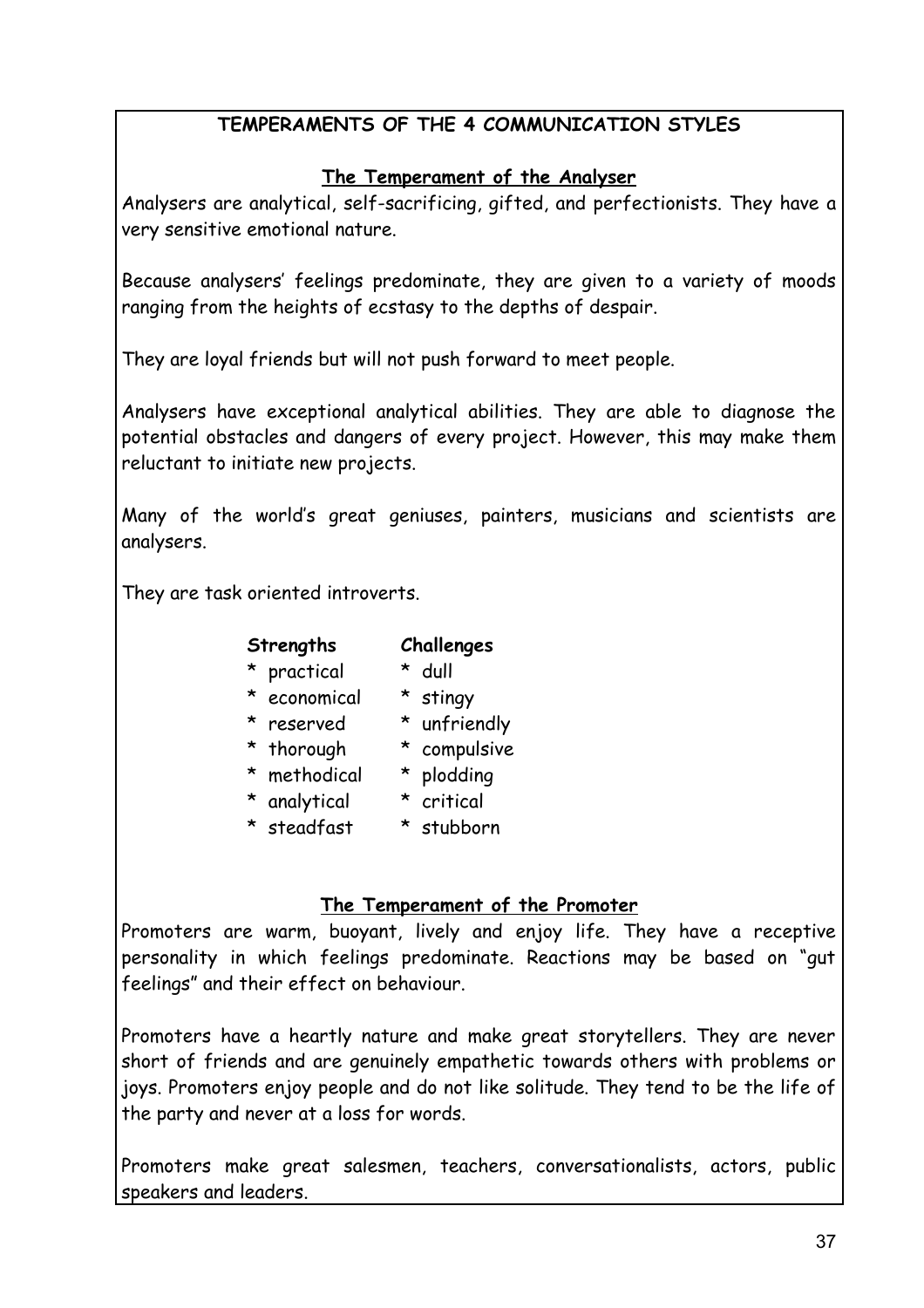## TEMPERAMENTS OF THE 4 COMMUNICATION STYLES

### The Temperament of the Analyser

Analysers are analytical, self-sacrificing, gifted, and perfectionists. They have a very sensitive emotional nature.

Because analysers' feelings predominate, they are given to a variety of moods ranging from the heights of ecstasy to the depths of despair.

They are loyal friends but will not push forward to meet people.

Analysers have exceptional analytical abilities. They are able to diagnose the potential obstacles and dangers of every project. However, this may make them reluctant to initiate new projects.

Many of the world's great geniuses, painters, musicians and scientists are analysers.

They are task oriented introverts.

| **Strengths** | **Challenges** |
|---|---|
| * practical | * dull |
| * economical | * stingy |
| * reserved | * unfriendly |
| * thorough | * compulsive |
| * methodical | * plodding |
| * analytical | * critical |
| * steadfast | * stubborn |

### The Temperament of the Promoter

Promoters are warm, buoyant, lively and enjoy life. They have a receptive personality in which feelings predominate. Reactions may be based on "gut feelings" and their effect on behaviour.

Promoters have a heartly nature and make great storytellers. They are never short of friends and are genuinely empathetic towards others with problems or joys. Promoters enjoy people and do not like solitude. They tend to be the life of the party and never at a loss for words.

Promoters make great salesmen, teachers, conversationalists, actors, public speakers and leaders.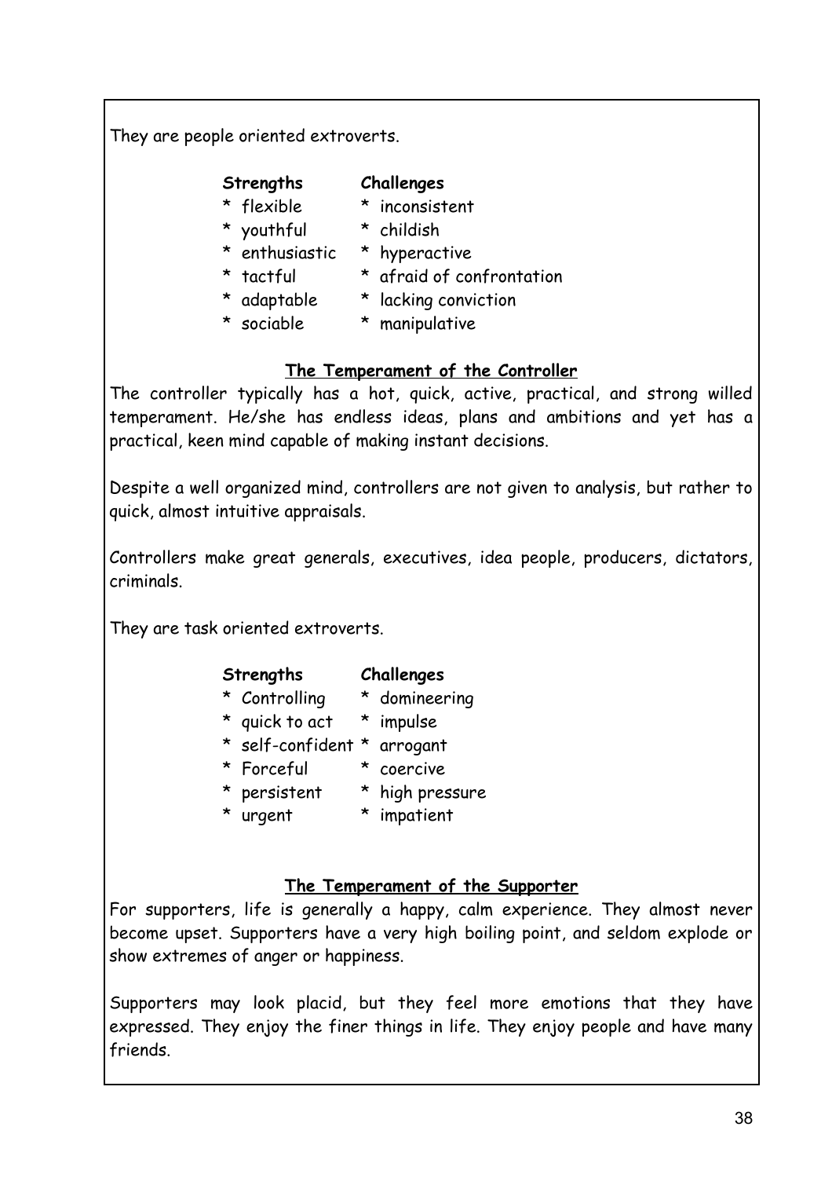They are people oriented extroverts.

| **Strengths** | **Challenges** |
|---|---|
| * flexible | * inconsistent |
| * youthful | * childish |
| * enthusiastic | * hyperactive |
| * tactful | * afraid of confrontation |
| * adaptable | * lacking conviction |
| * sociable | * manipulative |

## The Temperament of the Controller

The controller typically has a hot, quick, active, practical, and strong willed temperament. He/she has endless ideas, plans and ambitions and yet has a practical, keen mind capable of making instant decisions.

Despite a well organized mind, controllers are not given to analysis, but rather to quick, almost intuitive appraisals.

Controllers make great generals, executives, idea people, producers, dictators, criminals.

They are task oriented extroverts.

| **Strengths** | **Challenges** |
|---|---|
| * Controlling | * domineering |
| * quick to act | * impulse |
| * self-confident | * arrogant |
| * Forceful | * coercive |
| * persistent | * high pressure |
| * urgent | * impatient |

## The Temperament of the Supporter

For supporters, life is generally a happy, calm experience. They almost never become upset. Supporters have a very high boiling point, and seldom explode or show extremes of anger or happiness.

Supporters may look placid, but they feel more emotions that they have expressed. They enjoy the finer things in life. They enjoy people and have many friends.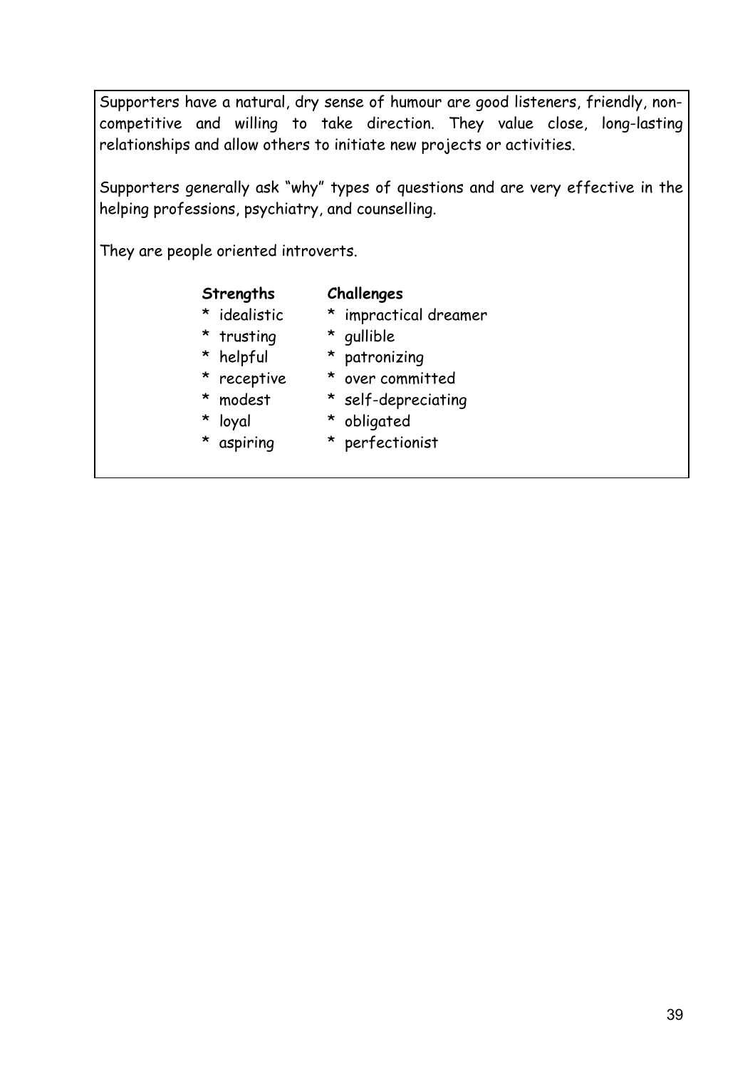Supporters have a natural, dry sense of humour are good listeners, friendly, non-competitive and willing to take direction. They value close, long-lasting relationships and allow others to initiate new projects or activities.

Supporters generally ask "why" types of questions and are very effective in the helping professions, psychiatry, and counselling.

They are people oriented introverts.

| **Strengths** | **Challenges** |
| --- | --- |
| * idealistic | * impractical dreamer |
| * trusting | * gullible |
| * helpful | * patronizing |
| * receptive | * over committed |
| * modest | * self-depreciating |
| * loyal | * obligated |
| * aspiring | * perfectionist |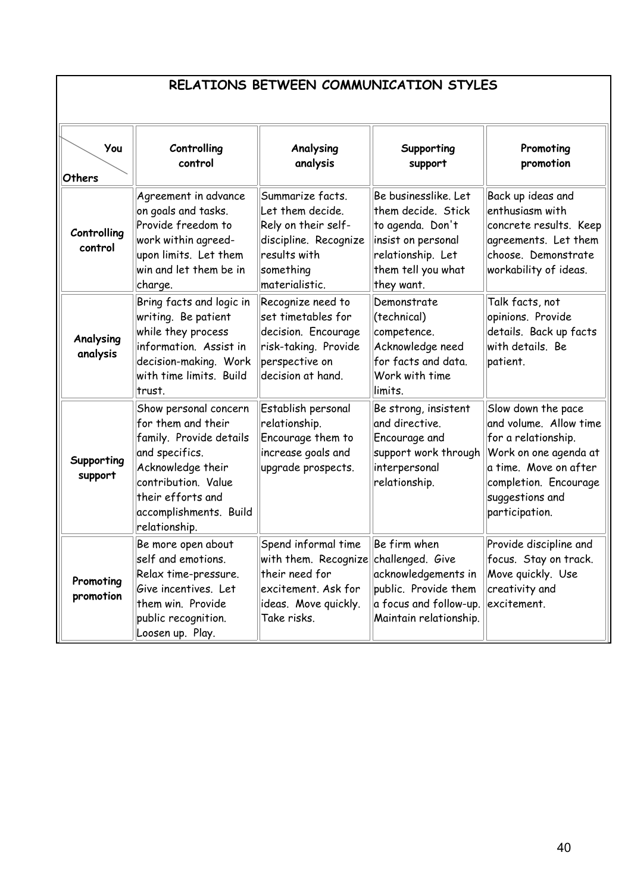## RELATIONS BETWEEN COMMUNICATION STYLES

| You / Others | Controlling control | Analysing analysis | Supporting support | Promoting promotion |
|---|---|---|---|---|
| **Controlling control** | Agreement in advance on goals and tasks. Provide freedom to work within agreed-upon limits. Let them win and let them be in charge. | Summarize facts. Let them decide. Rely on their self-discipline. Recognize results with something materialistic. | Be businesslike. Let them decide. Stick to agenda. Don't insist on personal relationship. Let them tell you what they want. | Back up ideas and enthusiasm with concrete results. Keep agreements. Let them choose. Demonstrate workability of ideas. |
| **Analysing analysis** | Bring facts and logic in writing. Be patient while they process information. Assist in decision-making. Work with time limits. Build trust. | Recognize need to set timetables for decision. Encourage risk-taking. Provide perspective on decision at hand. | Demonstrate (technical) competence. Acknowledge need for facts and data. Work with time limits. | Talk facts, not opinions. Provide details. Back up facts with details. Be patient. |
| **Supporting support** | Show personal concern for them and their family. Provide details and specifics. Acknowledge their contribution. Value their efforts and accomplishments. Build relationship. | Establish personal relationship. Encourage them to increase goals and upgrade prospects. | Be strong, insistent and directive. Encourage and support work through interpersonal relationship. | Slow down the pace and volume. Allow time for a relationship. Work on one agenda at a time. Move on after completion. Encourage suggestions and participation. |
| **Promoting promotion** | Be more open about self and emotions. Relax time-pressure. Give incentives. Let them win. Provide public recognition. Loosen up. Play. | Spend informal time with them. Recognize their need for excitement. Ask for ideas. Move quickly. Take risks. | Be firm when challenged. Give acknowledgements in public. Provide them a focus and follow-up. Maintain relationship. | Provide discipline and focus. Stay on track. Move quickly. Use creativity and excitement. |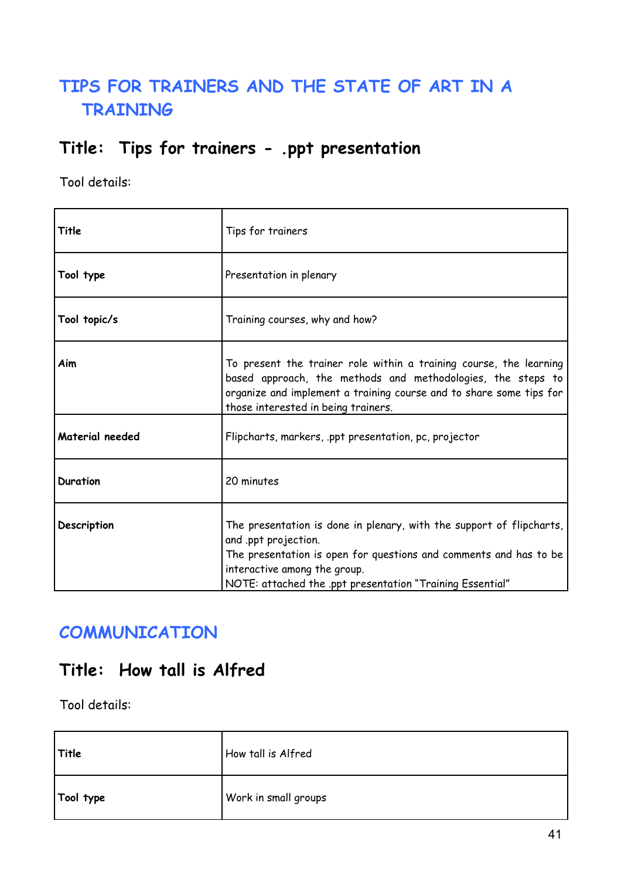# TIPS FOR TRAINERS AND THE STATE OF ART IN A TRAINING

## Title: Tips for trainers - .ppt presentation

Tool details:

| | |
|---|---|
| **Title** | Tips for trainers |
| **Tool type** | Presentation in plenary |
| **Tool topic/s** | Training courses, why and how? |
| **Aim** | To present the trainer role within a training course, the learning based approach, the methods and methodologies, the steps to organize and implement a training course and to share some tips for those interested in being trainers. |
| **Material needed** | Flipcharts, markers, .ppt presentation, pc, projector |
| **Duration** | 20 minutes |
| **Description** | The presentation is done in plenary, with the support of flipcharts, and .ppt projection.<br>The presentation is open for questions and comments and has to be interactive among the group.<br>NOTE: attached the .ppt presentation "Training Essential" |

# COMMUNICATION

## Title: How tall is Alfred

Tool details:

| | |
|---|---|
| **Title** | How tall is Alfred |
| **Tool type** | Work in small groups |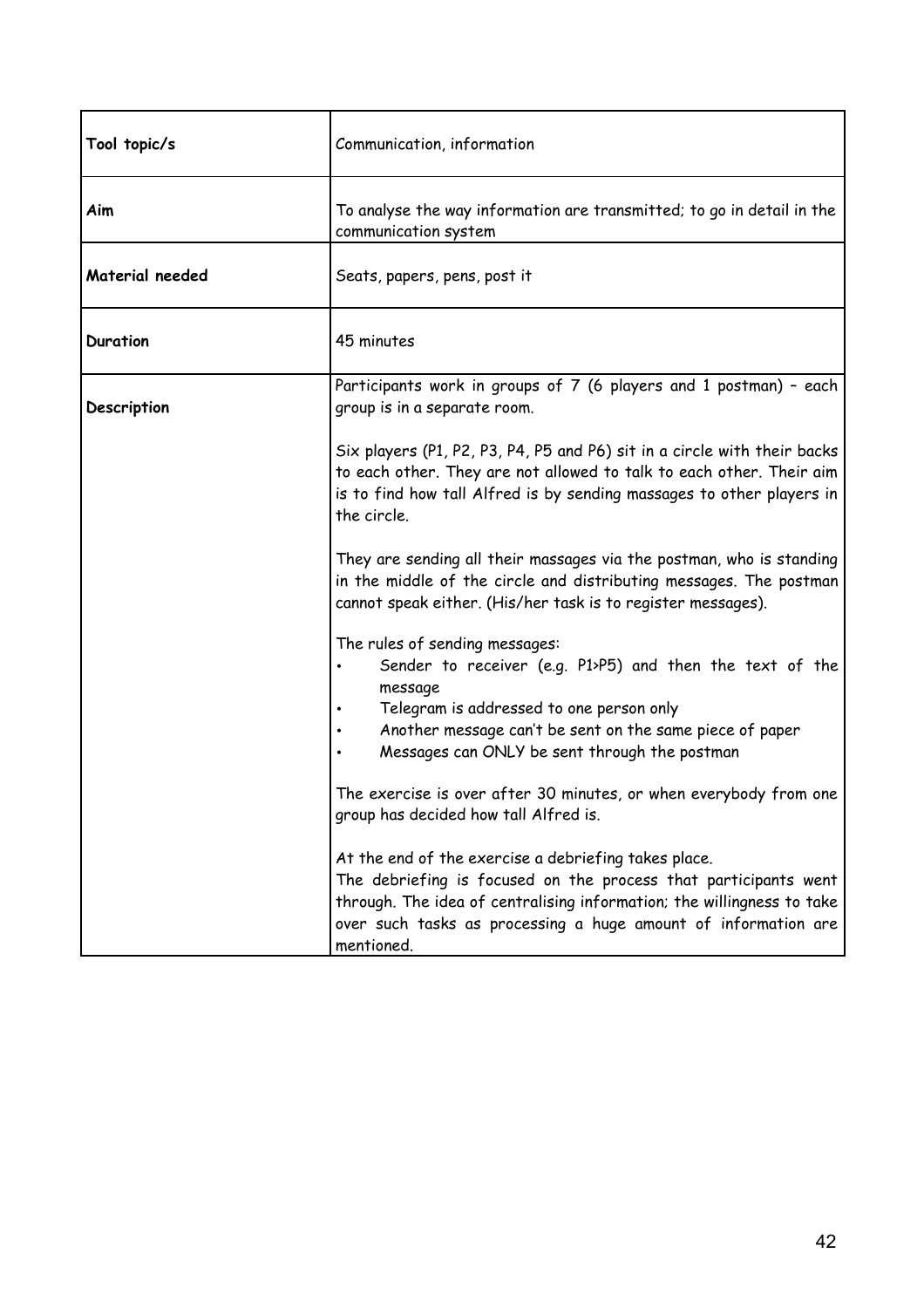| | |
|---|---|
| **Tool topic/s** | Communication, information |
| **Aim** | To analyse the way information are transmitted; to go in detail in the communication system |
| **Material needed** | Seats, papers, pens, post it |
| **Duration** | 45 minutes |
| **Description** | Participants work in groups of 7 (6 players and 1 postman) – each group is in a separate room.<br><br>Six players (P1, P2, P3, P4, P5 and P6) sit in a circle with their backs to each other. They are not allowed to talk to each other. Their aim is to find how tall Alfred is by sending massages to other players in the circle.<br><br>They are sending all their massages via the postman, who is standing in the middle of the circle and distributing messages. The postman cannot speak either. (His/her task is to register messages).<br><br>The rules of sending messages:<br>• Sender to receiver (e.g. P1>P5) and then the text of the message<br>• Telegram is addressed to one person only<br>• Another message can't be sent on the same piece of paper<br>• Messages can ONLY be sent through the postman<br><br>The exercise is over after 30 minutes, or when everybody from one group has decided how tall Alfred is.<br><br>At the end of the exercise a debriefing takes place.<br>The debriefing is focused on the process that participants went through. The idea of centralising information; the willingness to take over such tasks as processing a huge amount of information are mentioned. |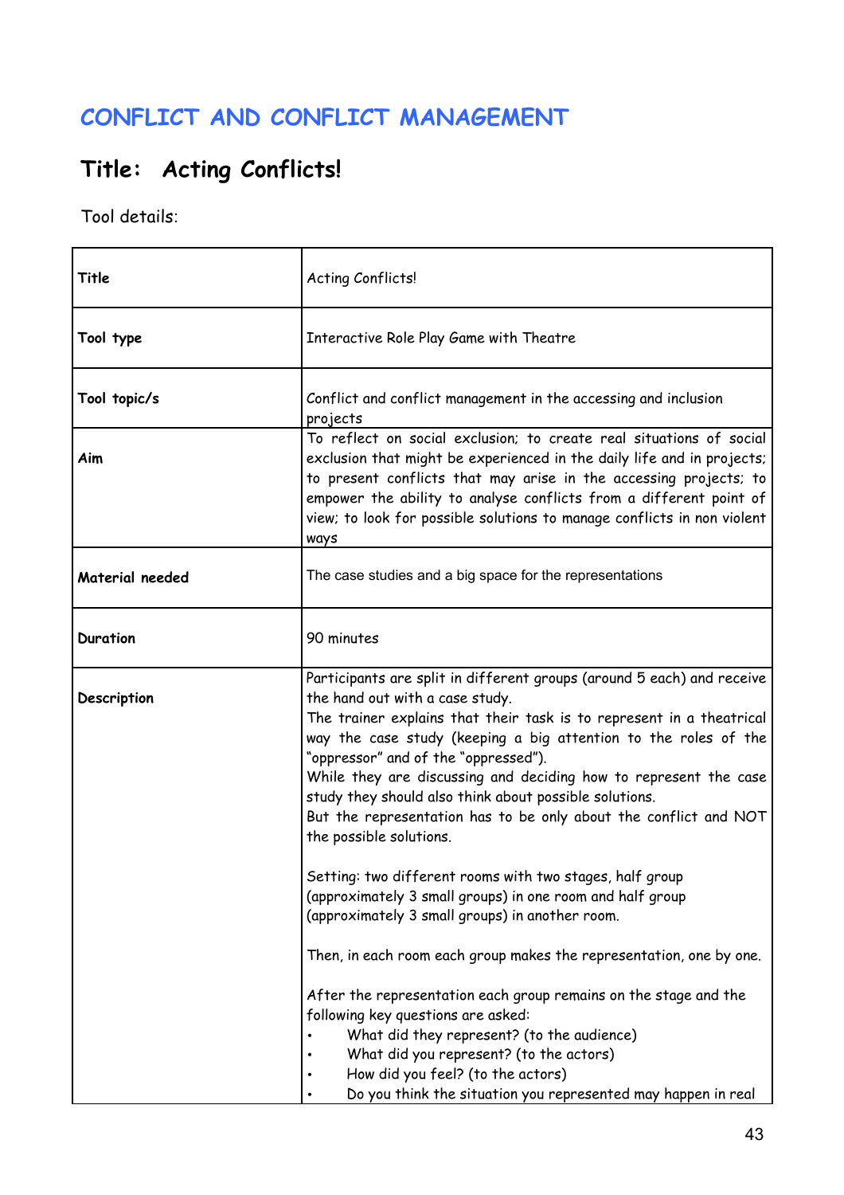# CONFLICT AND CONFLICT MANAGEMENT

## Title: Acting Conflicts!

Tool details:

| | |
|---|---|
| **Title** | Acting Conflicts! |
| **Tool type** | Interactive Role Play Game with Theatre |
| **Tool topic/s** | Conflict and conflict management in the accessing and inclusion projects |
| **Aim** | To reflect on social exclusion; to create real situations of social exclusion that might be experienced in the daily life and in projects; to present conflicts that may arise in the accessing projects; to empower the ability to analyse conflicts from a different point of view; to look for possible solutions to manage conflicts in non violent ways |
| **Material needed** | The case studies and a big space for the representations |
| **Duration** | 90 minutes |
| **Description** | Participants are split in different groups (around 5 each) and receive the hand out with a case study.<br>The trainer explains that their task is to represent in a theatrical way the case study (keeping a big attention to the roles of the "oppressor" and of the "oppressed").<br>While they are discussing and deciding how to represent the case study they should also think about possible solutions.<br>But the representation has to be only about the conflict and NOT the possible solutions.<br><br>Setting: two different rooms with two stages, half group (approximately 3 small groups) in one room and half group (approximately 3 small groups) in another room.<br><br>Then, in each room each group makes the representation, one by one.<br><br>After the representation each group remains on the stage and the following key questions are asked:<br>• What did they represent? (to the audience)<br>• What did you represent? (to the actors)<br>• How did you feel? (to the actors)<br>• Do you think the situation you represented may happen in real |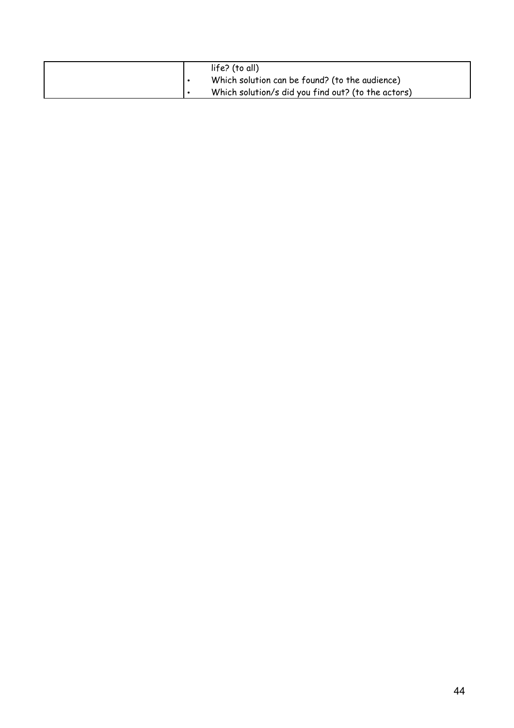| | |
|---|---|
| | life? (to all)<br>• Which solution can be found? (to the audience)<br>• Which solution/s did you find out? (to the actors) |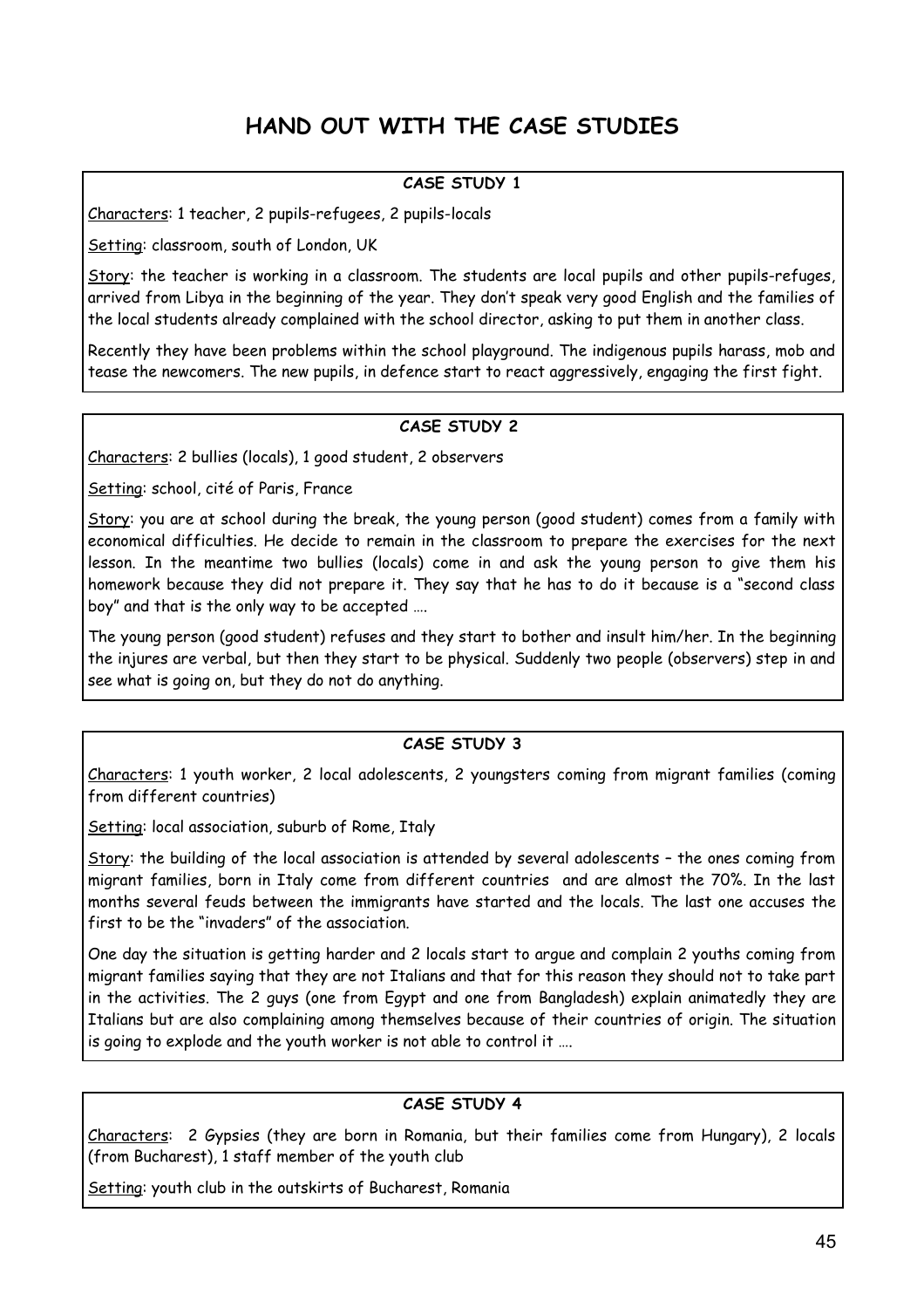# HAND OUT WITH THE CASE STUDIES

### CASE STUDY 1

Characters: 1 teacher, 2 pupils-refugees, 2 pupils-locals

Setting: classroom, south of London, UK

Story: the teacher is working in a classroom. The students are local pupils and other pupils-refuges, arrived from Libya in the beginning of the year. They don't speak very good English and the families of the local students already complained with the school director, asking to put them in another class.

Recently they have been problems within the school playground. The indigenous pupils harass, mob and tease the newcomers. The new pupils, in defence start to react aggressively, engaging the first fight.

### CASE STUDY 2

Characters: 2 bullies (locals), 1 good student, 2 observers

Setting: school, cité of Paris, France

Story: you are at school during the break, the young person (good student) comes from a family with economical difficulties. He decide to remain in the classroom to prepare the exercises for the next lesson. In the meantime two bullies (locals) come in and ask the young person to give them his homework because they did not prepare it. They say that he has to do it because is a "second class boy" and that is the only way to be accepted ….

The young person (good student) refuses and they start to bother and insult him/her. In the beginning the injures are verbal, but then they start to be physical. Suddenly two people (observers) step in and see what is going on, but they do not do anything.

### CASE STUDY 3

Characters: 1 youth worker, 2 local adolescents, 2 youngsters coming from migrant families (coming from different countries)

Setting: local association, suburb of Rome, Italy

Story: the building of the local association is attended by several adolescents – the ones coming from migrant families, born in Italy come from different countries and are almost the 70%. In the last months several feuds between the immigrants have started and the locals. The last one accuses the first to be the "invaders" of the association.

One day the situation is getting harder and 2 locals start to argue and complain 2 youths coming from migrant families saying that they are not Italians and that for this reason they should not to take part in the activities. The 2 guys (one from Egypt and one from Bangladesh) explain animatedly they are Italians but are also complaining among themselves because of their countries of origin. The situation is going to explode and the youth worker is not able to control it ….

### CASE STUDY 4

Characters: 2 Gypsies (they are born in Romania, but their families come from Hungary), 2 locals (from Bucharest), 1 staff member of the youth club

Setting: youth club in the outskirts of Bucharest, Romania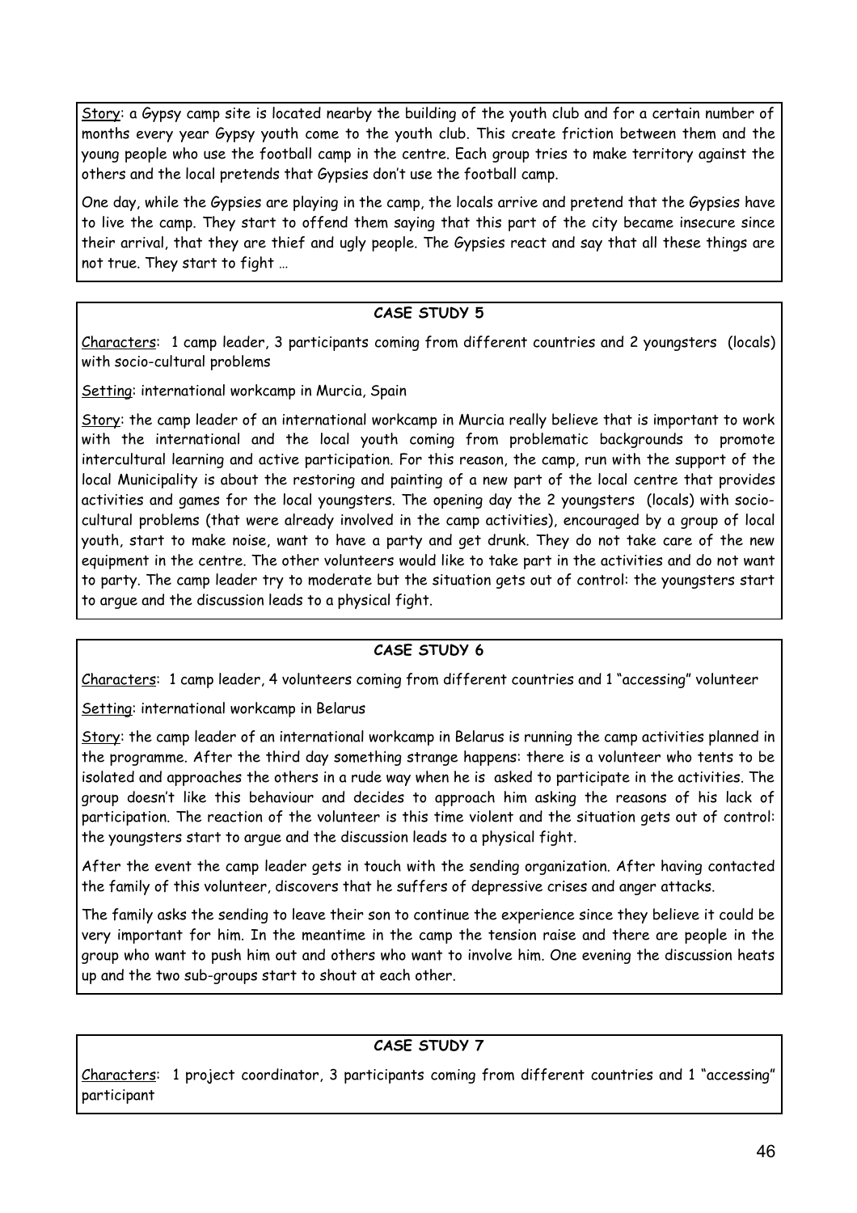Story: a Gypsy camp site is located nearby the building of the youth club and for a certain number of months every year Gypsy youth come to the youth club. This create friction between them and the young people who use the football camp in the centre. Each group tries to make territory against the others and the local pretends that Gypsies don't use the football camp.

One day, while the Gypsies are playing in the camp, the locals arrive and pretend that the Gypsies have to live the camp. They start to offend them saying that this part of the city became insecure since their arrival, that they are thief and ugly people. The Gypsies react and say that all these things are not true. They start to fight …

**CASE STUDY 5**

Characters: 1 camp leader, 3 participants coming from different countries and 2 youngsters (locals) with socio-cultural problems

Setting: international workcamp in Murcia, Spain

Story: the camp leader of an international workcamp in Murcia really believe that is important to work with the international and the local youth coming from problematic backgrounds to promote intercultural learning and active participation. For this reason, the camp, run with the support of the local Municipality is about the restoring and painting of a new part of the local centre that provides activities and games for the local youngsters. The opening day the 2 youngsters (locals) with socio-cultural problems (that were already involved in the camp activities), encouraged by a group of local youth, start to make noise, want to have a party and get drunk. They do not take care of the new equipment in the centre. The other volunteers would like to take part in the activities and do not want to party. The camp leader try to moderate but the situation gets out of control: the youngsters start to argue and the discussion leads to a physical fight.

**CASE STUDY 6**

Characters: 1 camp leader, 4 volunteers coming from different countries and 1 "accessing" volunteer

Setting: international workcamp in Belarus

Story: the camp leader of an international workcamp in Belarus is running the camp activities planned in the programme. After the third day something strange happens: there is a volunteer who tents to be isolated and approaches the others in a rude way when he is asked to participate in the activities. The group doesn't like this behaviour and decides to approach him asking the reasons of his lack of participation. The reaction of the volunteer is this time violent and the situation gets out of control: the youngsters start to argue and the discussion leads to a physical fight.

After the event the camp leader gets in touch with the sending organization. After having contacted the family of this volunteer, discovers that he suffers of depressive crises and anger attacks.

The family asks the sending to leave their son to continue the experience since they believe it could be very important for him. In the meantime in the camp the tension raise and there are people in the group who want to push him out and others who want to involve him. One evening the discussion heats up and the two sub-groups start to shout at each other.

**CASE STUDY 7**

Characters: 1 project coordinator, 3 participants coming from different countries and 1 "accessing" participant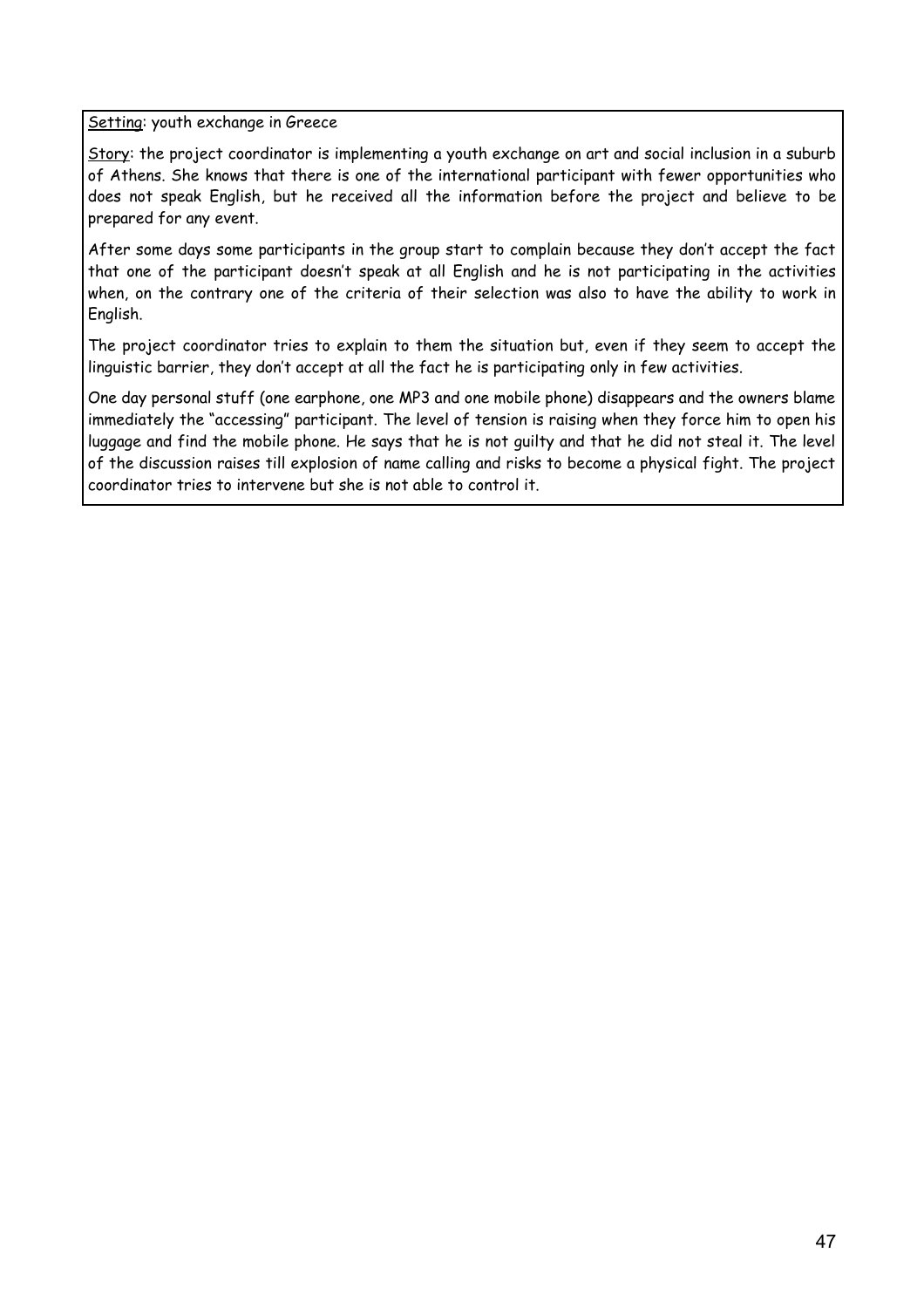<u>Setting</u>: youth exchange in Greece

<u>Story</u>: the project coordinator is implementing a youth exchange on art and social inclusion in a suburb of Athens. She knows that there is one of the international participant with fewer opportunities who does not speak English, but he received all the information before the project and believe to be prepared for any event.

After some days some participants in the group start to complain because they don't accept the fact that one of the participant doesn't speak at all English and he is not participating in the activities when, on the contrary one of the criteria of their selection was also to have the ability to work in English.

The project coordinator tries to explain to them the situation but, even if they seem to accept the linguistic barrier, they don't accept at all the fact he is participating only in few activities.

One day personal stuff (one earphone, one MP3 and one mobile phone) disappears and the owners blame immediately the "accessing" participant. The level of tension is raising when they force him to open his luggage and find the mobile phone. He says that he is not guilty and that he did not steal it. The level of the discussion raises till explosion of name calling and risks to become a physical fight. The project coordinator tries to intervene but she is not able to control it.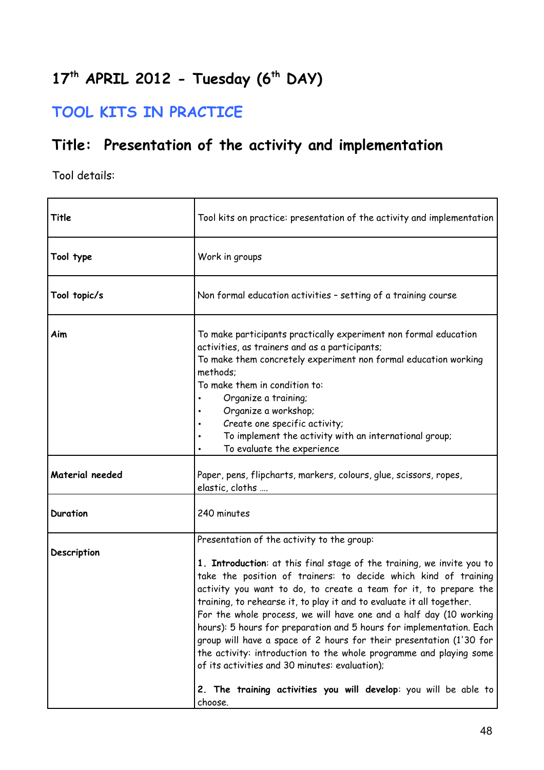# 17th APRIL 2012 - Tuesday (6th DAY)

## TOOL KITS IN PRACTICE

## Title: Presentation of the activity and implementation

Tool details:

| | |
|---|---|
| **Title** | Tool kits on practice: presentation of the activity and implementation |
| **Tool type** | Work in groups |
| **Tool topic/s** | Non formal education activities – setting of a training course |
| **Aim** | To make participants practically experiment non formal education activities, as trainers and as a participants;<br>To make them concretely experiment non formal education working methods;<br>To make them in condition to:<br>• Organize a training;<br>• Organize a workshop;<br>• Create one specific activity;<br>• To implement the activity with an international group;<br>• To evaluate the experience |
| **Material needed** | Paper, pens, flipcharts, markers, colours, glue, scissors, ropes, elastic, cloths …. |
| **Duration** | 240 minutes |
| **Description** | Presentation of the activity to the group:<br><br>**1. Introduction**: at this final stage of the training, we invite you to take the position of trainers: to decide which kind of training activity you want to do, to create a team for it, to prepare the training, to rehearse it, to play it and to evaluate it all together.<br>For the whole process, we will have one and a half day (10 working hours): 5 hours for preparation and 5 hours for implementation. Each group will have a space of 2 hours for their presentation (1'30 for the activity: introduction to the whole programme and playing some of its activities and 30 minutes: evaluation);<br><br>**2. The training activities you will develop**: you will be able to choose. |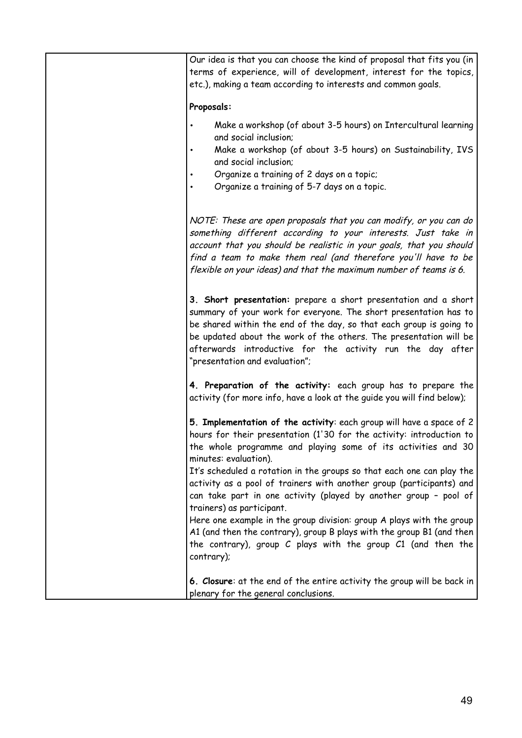| | |
|---|---|
| | Our idea is that you can choose the kind of proposal that fits you (in terms of experience, will of development, interest for the topics, etc.), making a team according to interests and common goals.<br><br>**Proposals:**<br><br>• Make a workshop (of about 3-5 hours) on Intercultural learning and social inclusion;<br>• Make a workshop (of about 3-5 hours) on Sustainability, IVS and social inclusion;<br>• Organize a training of 2 days on a topic;<br>• Organize a training of 5-7 days on a topic.<br><br>*NOTE: These are open proposals that you can modify, or you can do something different according to your interests. Just take in account that you should be realistic in your goals, that you should find a team to make them real (and therefore you'll have to be flexible on your ideas) and that the maximum number of teams is 6.*<br><br>**3. Short presentation:** prepare a short presentation and a short summary of your work for everyone. The short presentation has to be shared within the end of the day, so that each group is going to be updated about the work of the others. The presentation will be afterwards introductive for the activity run the day after "presentation and evaluation";<br><br>**4. Preparation of the activity:** each group has to prepare the activity (for more info, have a look at the guide you will find below);<br><br>**5. Implementation of the activity**: each group will have a space of 2 hours for their presentation (1'30 for the activity: introduction to the whole programme and playing some of its activities and 30 minutes: evaluation).<br>It's scheduled a rotation in the groups so that each one can play the activity as a pool of trainers with another group (participants) and can take part in one activity (played by another group – pool of trainers) as participant.<br>Here one example in the group division: group A plays with the group A1 (and then the contrary), group B plays with the group B1 (and then the contrary), group C plays with the group C1 (and then the contrary);<br><br>**6. Closure**: at the end of the entire activity the group will be back in plenary for the general conclusions. |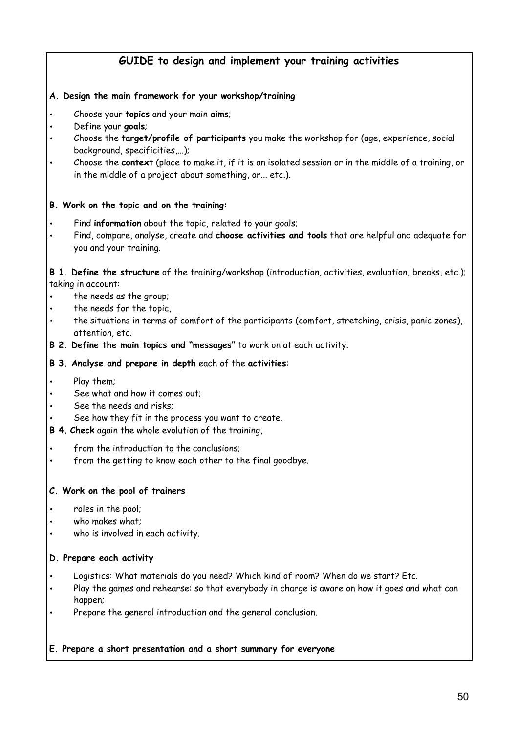## GUIDE to design and implement your training activities

**A. Design the main framework for your workshop/training**

- Choose your **topics** and your main **aims**;
- Define your **goals**;
- Choose the **target/profile of participants** you make the workshop for (age, experience, social background, specificities,...);
- Choose the **context** (place to make it, if it is an isolated session or in the middle of a training, or in the middle of a project about something, or... etc.).

**B. Work on the topic and on the training:**

- Find **information** about the topic, related to your goals;
- Find, compare, analyse, create and **choose activities and tools** that are helpful and adequate for you and your training.

**B 1. Define the structure** of the training/workshop (introduction, activities, evaluation, breaks, etc.); taking in account:

- the needs as the group;
- the needs for the topic,
- the situations in terms of comfort of the participants (comfort, stretching, crisis, panic zones), attention, etc.

**B 2. Define the main topics and "messages"** to work on at each activity.

**B 3. Analyse and prepare in depth** each of the **activities**:

- Play them;
- See what and how it comes out;
- See the needs and risks;
- See how they fit in the process you want to create.

**B 4. Check** again the whole evolution of the training,

- from the introduction to the conclusions;
- from the getting to know each other to the final goodbye.

**C. Work on the pool of trainers**

- roles in the pool;
- who makes what;
- who is involved in each activity.

**D. Prepare each activity**

- Logistics: What materials do you need? Which kind of room? When do we start? Etc.
- Play the games and rehearse: so that everybody in charge is aware on how it goes and what can happen;
- Prepare the general introduction and the general conclusion.

**E. Prepare a short presentation and a short summary for everyone**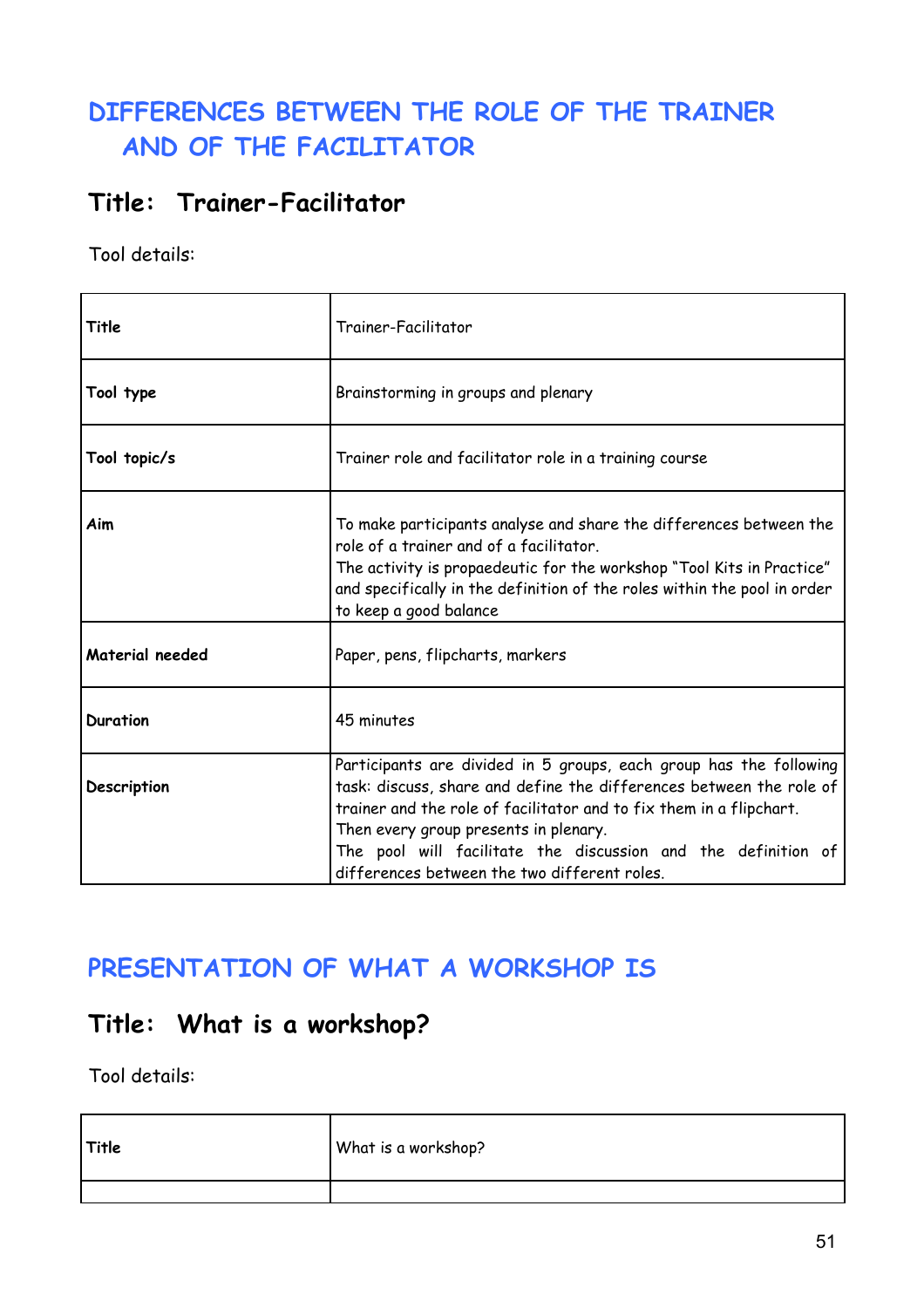## DIFFERENCES BETWEEN THE ROLE OF THE TRAINER AND OF THE FACILITATOR

### Title: Trainer-Facilitator

Tool details:

| | |
|---|---|
| **Title** | Trainer-Facilitator |
| **Tool type** | Brainstorming in groups and plenary |
| **Tool topic/s** | Trainer role and facilitator role in a training course |
| **Aim** | To make participants analyse and share the differences between the role of a trainer and of a facilitator.<br>The activity is propaedeutic for the workshop "Tool Kits in Practice" and specifically in the definition of the roles within the pool in order to keep a good balance |
| **Material needed** | Paper, pens, flipcharts, markers |
| **Duration** | 45 minutes |
| **Description** | Participants are divided in 5 groups, each group has the following task: discuss, share and define the differences between the role of trainer and the role of facilitator and to fix them in a flipchart.<br>Then every group presents in plenary.<br>The pool will facilitate the discussion and the definition of differences between the two different roles. |

## PRESENTATION OF WHAT A WORKSHOP IS

### Title: What is a workshop?

Tool details:

| | |
|---|---|
| **Title** | What is a workshop? |
| | |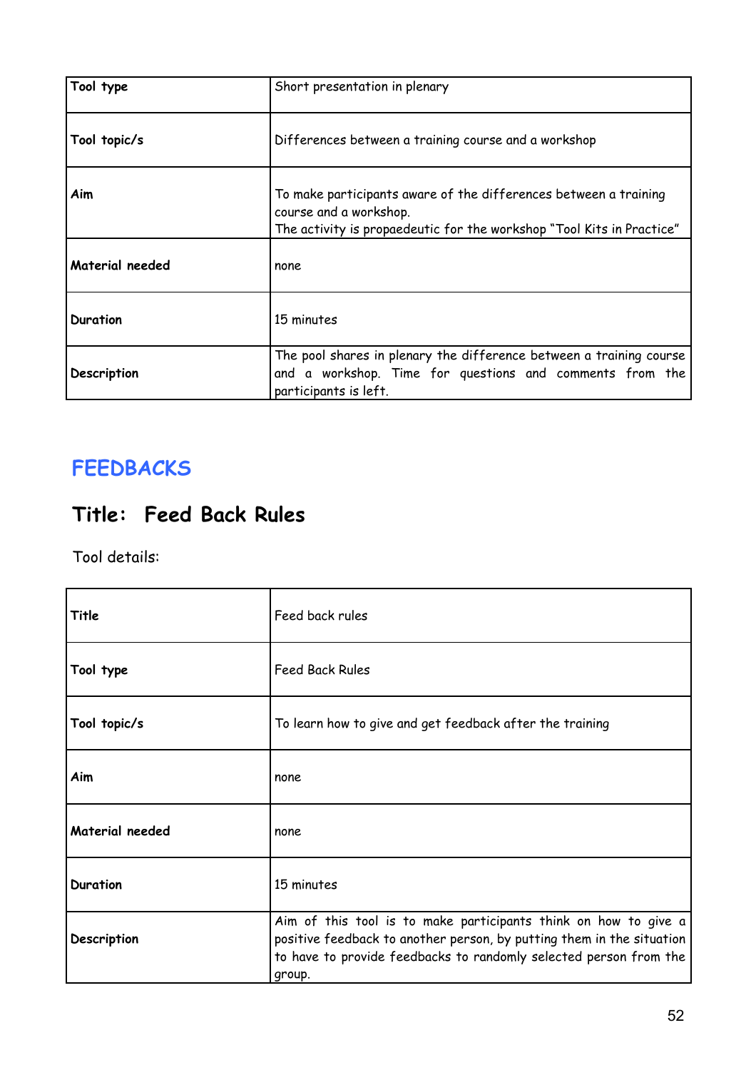| Tool type | Short presentation in plenary |
| --- | --- |
| Tool topic/s | Differences between a training course and a workshop |
| Aim | To make participants aware of the differences between a training course and a workshop.<br>The activity is propaedeutic for the workshop “Tool Kits in Practice” |
| Material needed | none |
| Duration | 15 minutes |
| Description | The pool shares in plenary the difference between a training course and a workshop. Time for questions and comments from the participants is left. |

## FEEDBACKS

# Title: Feed Back Rules

Tool details:

| Title | Feed back rules |
| --- | --- |
| Tool type | Feed Back Rules |
| Tool topic/s | To learn how to give and get feedback after the training |
| Aim | none |
| Material needed | none |
| Duration | 15 minutes |
| Description | Aim of this tool is to make participants think on how to give a positive feedback to another person, by putting them in the situation to have to provide feedbacks to randomly selected person from the group. |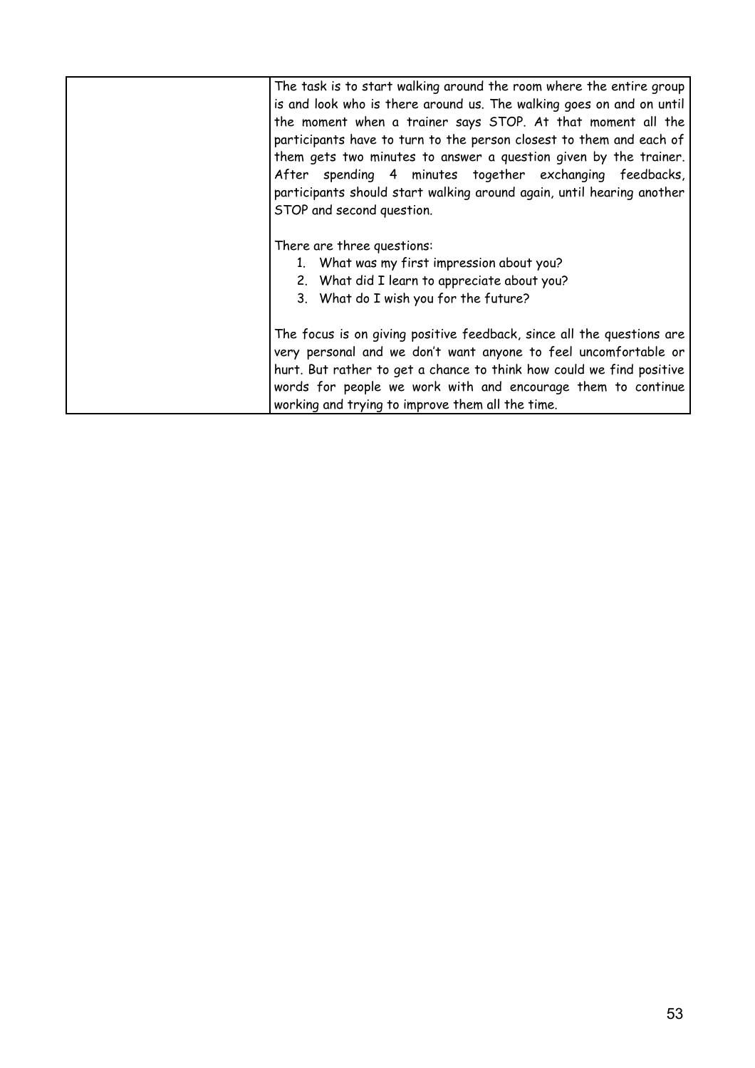|  | The task is to start walking around the room where the entire group is and look who is there around us. The walking goes on and on until the moment when a trainer says STOP. At that moment all the participants have to turn to the person closest to them and each of them gets two minutes to answer a question given by the trainer. After spending 4 minutes together exchanging feedbacks, participants should start walking around again, until hearing another STOP and second question.<br><br>There are three questions:<br>1. What was my first impression about you?<br>2. What did I learn to appreciate about you?<br>3. What do I wish you for the future?<br><br>The focus is on giving positive feedback, since all the questions are very personal and we don't want anyone to feel uncomfortable or hurt. But rather to get a chance to think how could we find positive words for people we work with and encourage them to continue working and trying to improve them all the time. |
|---|---|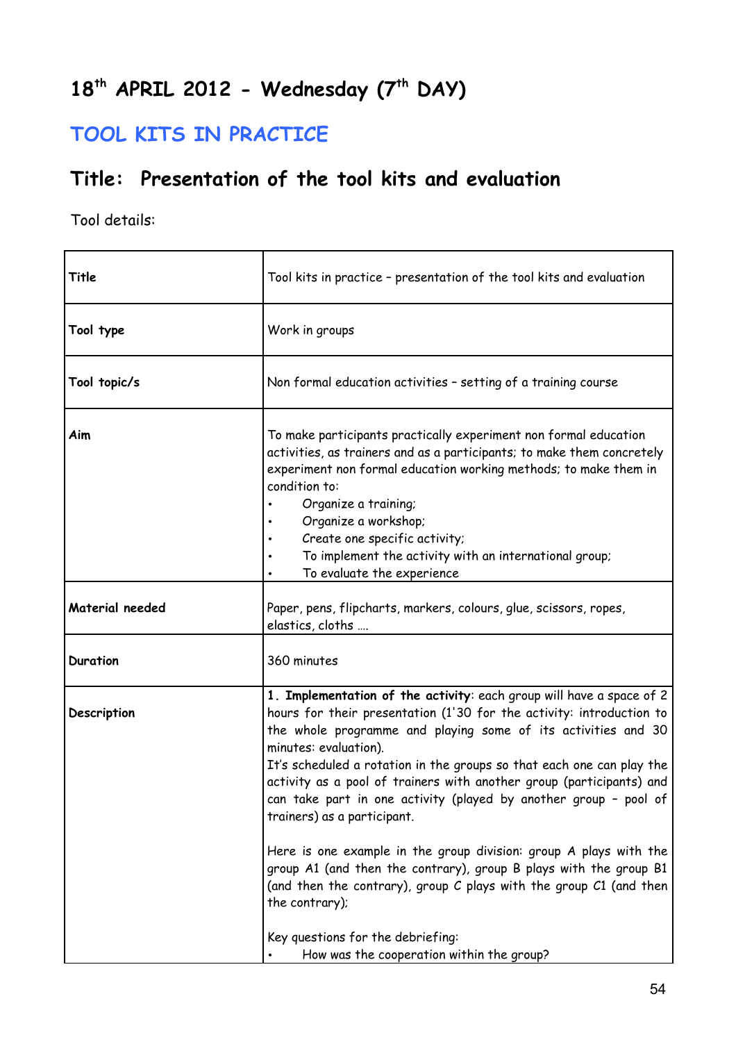# 18th APRIL 2012 - Wednesday (7th DAY)

## TOOL KITS IN PRACTICE

## Title: Presentation of the tool kits and evaluation

Tool details:

| | |
|---|---|
| **Title** | Tool kits in practice – presentation of the tool kits and evaluation |
| **Tool type** | Work in groups |
| **Tool topic/s** | Non formal education activities – setting of a training course |
| **Aim** | To make participants practically experiment non formal education activities, as trainers and as a participants; to make them concretely experiment non formal education working methods; to make them in condition to:<br>• Organize a training;<br>• Organize a workshop;<br>• Create one specific activity;<br>• To implement the activity with an international group;<br>• To evaluate the experience |
| **Material needed** | Paper, pens, flipcharts, markers, colours, glue, scissors, ropes, elastics, cloths …. |
| **Duration** | 360 minutes |
| **Description** | **1. Implementation of the activity**: each group will have a space of 2 hours for their presentation (1'30 for the activity: introduction to the whole programme and playing some of its activities and 30 minutes: evaluation).<br>It's scheduled a rotation in the groups so that each one can play the activity as a pool of trainers with another group (participants) and can take part in one activity (played by another group – pool of trainers) as a participant.<br><br>Here is one example in the group division: group A plays with the group A1 (and then the contrary), group B plays with the group B1 (and then the contrary), group C plays with the group C1 (and then the contrary);<br><br>Key questions for the debriefing:<br>• How was the cooperation within the group? |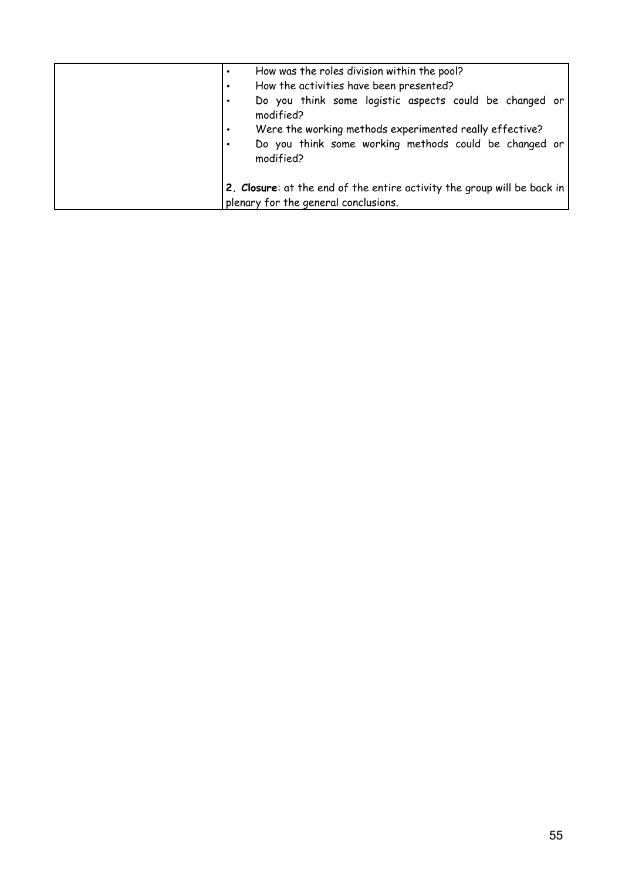| | • How was the roles division within the pool?<br>• How the activities have been presented?<br>• Do you think some logistic aspects could be changed or modified?<br>• Were the working methods experimented really effective?<br>• Do you think some working methods could be changed or modified?<br><br>**2. Closure**: at the end of the entire activity the group will be back in plenary for the general conclusions. |
|---|---|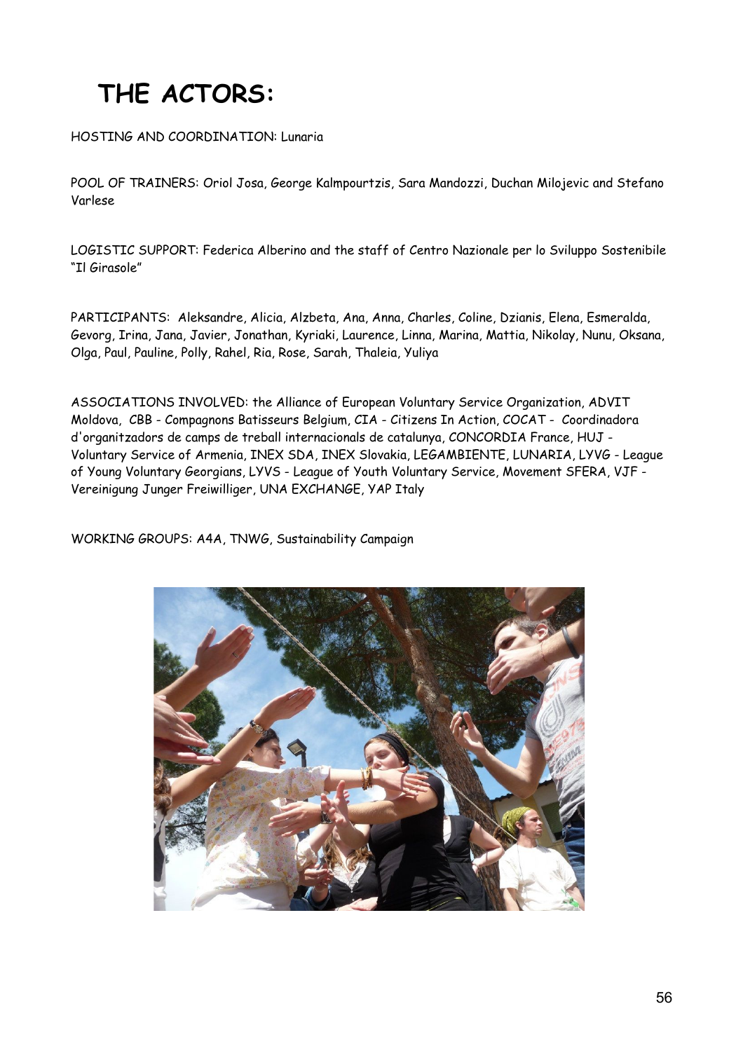# THE ACTORS:

HOSTING AND COORDINATION: Lunaria

POOL OF TRAINERS: Oriol Josa, George Kalmpourtzis, Sara Mandozzi, Duchan Milojevic and Stefano Varlese

LOGISTIC SUPPORT: Federica Alberino and the staff of Centro Nazionale per lo Sviluppo Sostenibile "Il Girasole"

PARTICIPANTS: Aleksandre, Alicia, Alzbeta, Ana, Anna, Charles, Coline, Dzianis, Elena, Esmeralda, Gevorg, Irina, Jana, Javier, Jonathan, Kyriaki, Laurence, Linna, Marina, Mattia, Nikolay, Nunu, Oksana, Olga, Paul, Pauline, Polly, Rahel, Ria, Rose, Sarah, Thaleia, Yuliya

ASSOCIATIONS INVOLVED: the Alliance of European Voluntary Service Organization, ADVIT Moldova, CBB - Compagnons Batisseurs Belgium, CIA - Citizens In Action, COCAT - Coordinadora d'organitzadors de camps de treball internacionals de catalunya, CONCORDIA France, HUJ - Voluntary Service of Armenia, INEX SDA, INEX Slovakia, LEGAMBIENTE, LUNARIA, LYVG - League of Young Voluntary Georgians, LYVS - League of Youth Voluntary Service, Movement SFERA, VJF - Vereinigung Junger Freiwilliger, UNA EXCHANGE, YAP Italy

WORKING GROUPS: A4A, TNWG, Sustainability Campaign